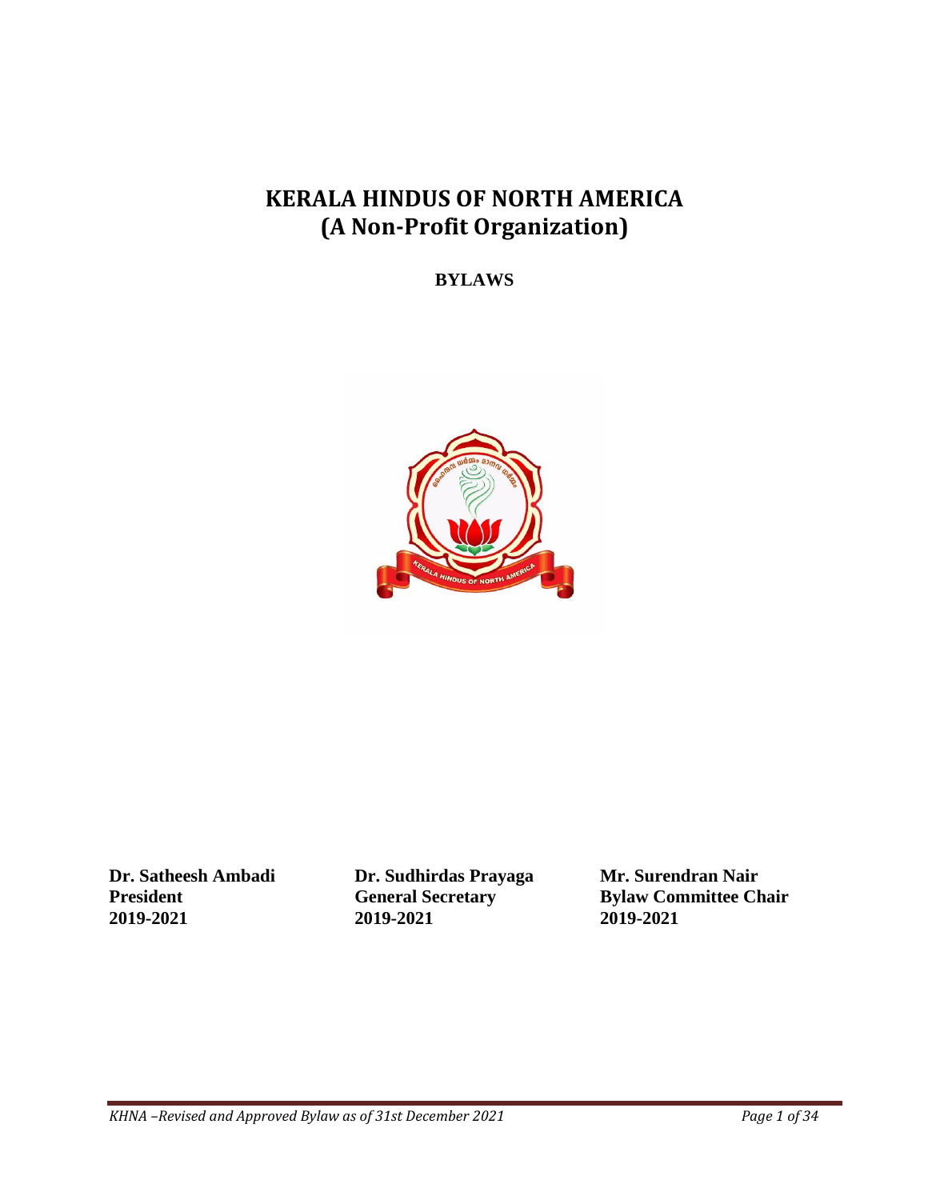# KERALA HINDUS OF NORTH AMERICA
# (A Non-Profit Organization)

**BYLAWS**

| **Dr. Satheesh Ambadi** | **Dr. Sudhirdas Prayaga** | **Mr. Surendran Nair** |
|---|---|---|
| **President** | **General Secretary** | **Bylaw Committee Chair** |
| **2019-2021** | **2019-2021** | **2019-2021** |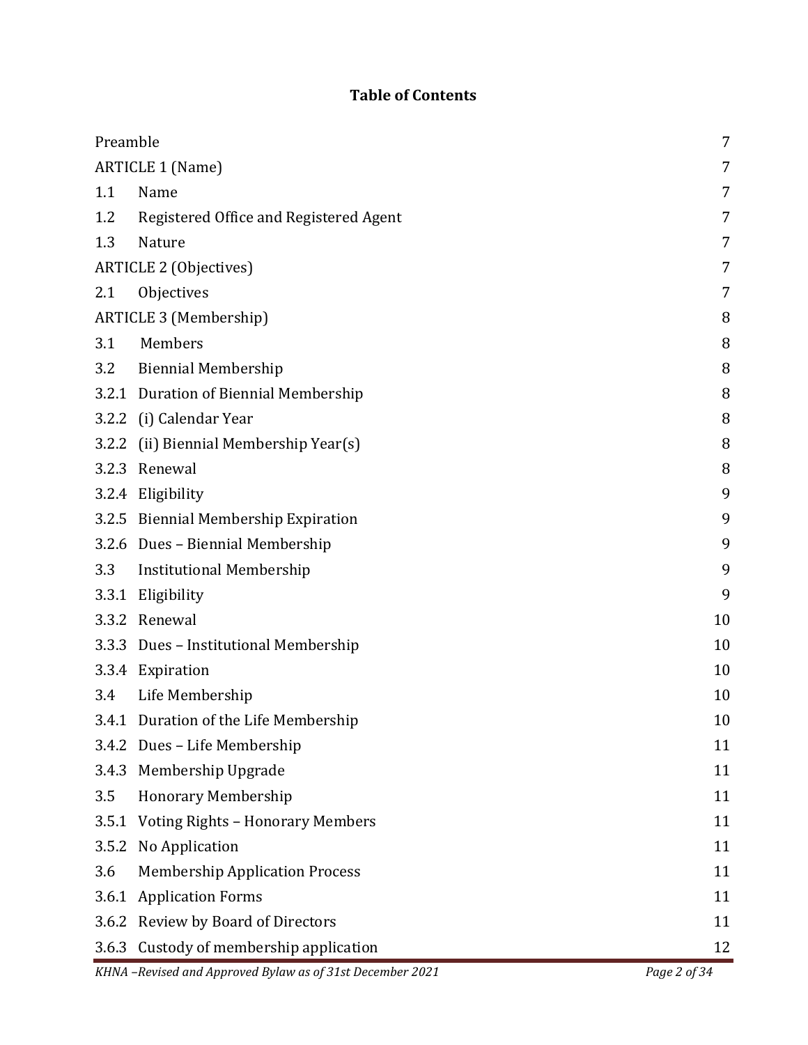## Table of Contents

| | | |
|---|---|---|
| Preamble | | 7 |
| ARTICLE 1 (Name) | | 7 |
| 1.1 | Name | 7 |
| 1.2 | Registered Office and Registered Agent | 7 |
| 1.3 | Nature | 7 |
| ARTICLE 2 (Objectives) | | 7 |
| 2.1 | Objectives | 7 |
| ARTICLE 3 (Membership) | | 8 |
| 3.1 | Members | 8 |
| 3.2 | Biennial Membership | 8 |
| 3.2.1 | Duration of Biennial Membership | 8 |
| 3.2.2 | (i) Calendar Year | 8 |
| 3.2.2 | (ii) Biennial Membership Year(s) | 8 |
| 3.2.3 | Renewal | 8 |
| 3.2.4 | Eligibility | 9 |
| 3.2.5 | Biennial Membership Expiration | 9 |
| 3.2.6 | Dues – Biennial Membership | 9 |
| 3.3 | Institutional Membership | 9 |
| 3.3.1 | Eligibility | 9 |
| 3.3.2 | Renewal | 10 |
| 3.3.3 | Dues – Institutional Membership | 10 |
| 3.3.4 | Expiration | 10 |
| 3.4 | Life Membership | 10 |
| 3.4.1 | Duration of the Life Membership | 10 |
| 3.4.2 | Dues – Life Membership | 11 |
| 3.4.3 | Membership Upgrade | 11 |
| 3.5 | Honorary Membership | 11 |
| 3.5.1 | Voting Rights – Honorary Members | 11 |
| 3.5.2 | No Application | 11 |
| 3.6 | Membership Application Process | 11 |
| 3.6.1 | Application Forms | 11 |
| 3.6.2 | Review by Board of Directors | 11 |
| 3.6.3 | Custody of membership application | 12 |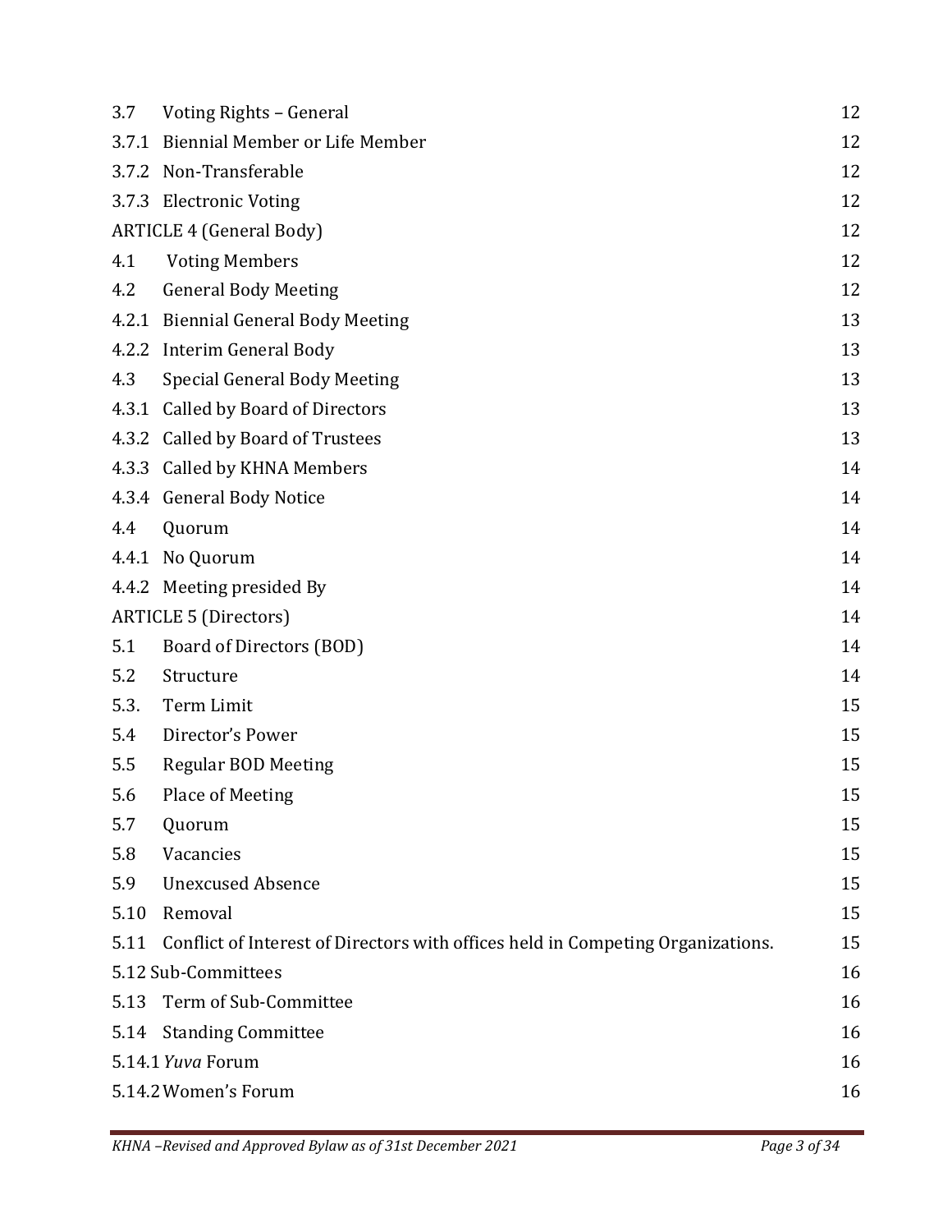| | | |
|---|---|---|
| 3.7 | Voting Rights – General | 12 |
| 3.7.1 | Biennial Member or Life Member | 12 |
| 3.7.2 | Non-Transferable | 12 |
| 3.7.3 | Electronic Voting | 12 |
| ARTICLE 4 (General Body) | | 12 |
| 4.1 | Voting Members | 12 |
| 4.2 | General Body Meeting | 12 |
| 4.2.1 | Biennial General Body Meeting | 13 |
| 4.2.2 | Interim General Body | 13 |
| 4.3 | Special General Body Meeting | 13 |
| 4.3.1 | Called by Board of Directors | 13 |
| 4.3.2 | Called by Board of Trustees | 13 |
| 4.3.3 | Called by KHNA Members | 14 |
| 4.3.4 | General Body Notice | 14 |
| 4.4 | Quorum | 14 |
| 4.4.1 | No Quorum | 14 |
| 4.4.2 | Meeting presided By | 14 |
| ARTICLE 5 (Directors) | | 14 |
| 5.1 | Board of Directors (BOD) | 14 |
| 5.2 | Structure | 14 |
| 5.3. | Term Limit | 15 |
| 5.4 | Director's Power | 15 |
| 5.5 | Regular BOD Meeting | 15 |
| 5.6 | Place of Meeting | 15 |
| 5.7 | Quorum | 15 |
| 5.8 | Vacancies | 15 |
| 5.9 | Unexcused Absence | 15 |
| 5.10 | Removal | 15 |
| 5.11 | Conflict of Interest of Directors with offices held in Competing Organizations. | 15 |
| 5.12 | Sub-Committees | 16 |
| 5.13 | Term of Sub-Committee | 16 |
| 5.14 | Standing Committee | 16 |
| 5.14.1 | *Yuva* Forum | 16 |
| 5.14.2 | Women's Forum | 16 |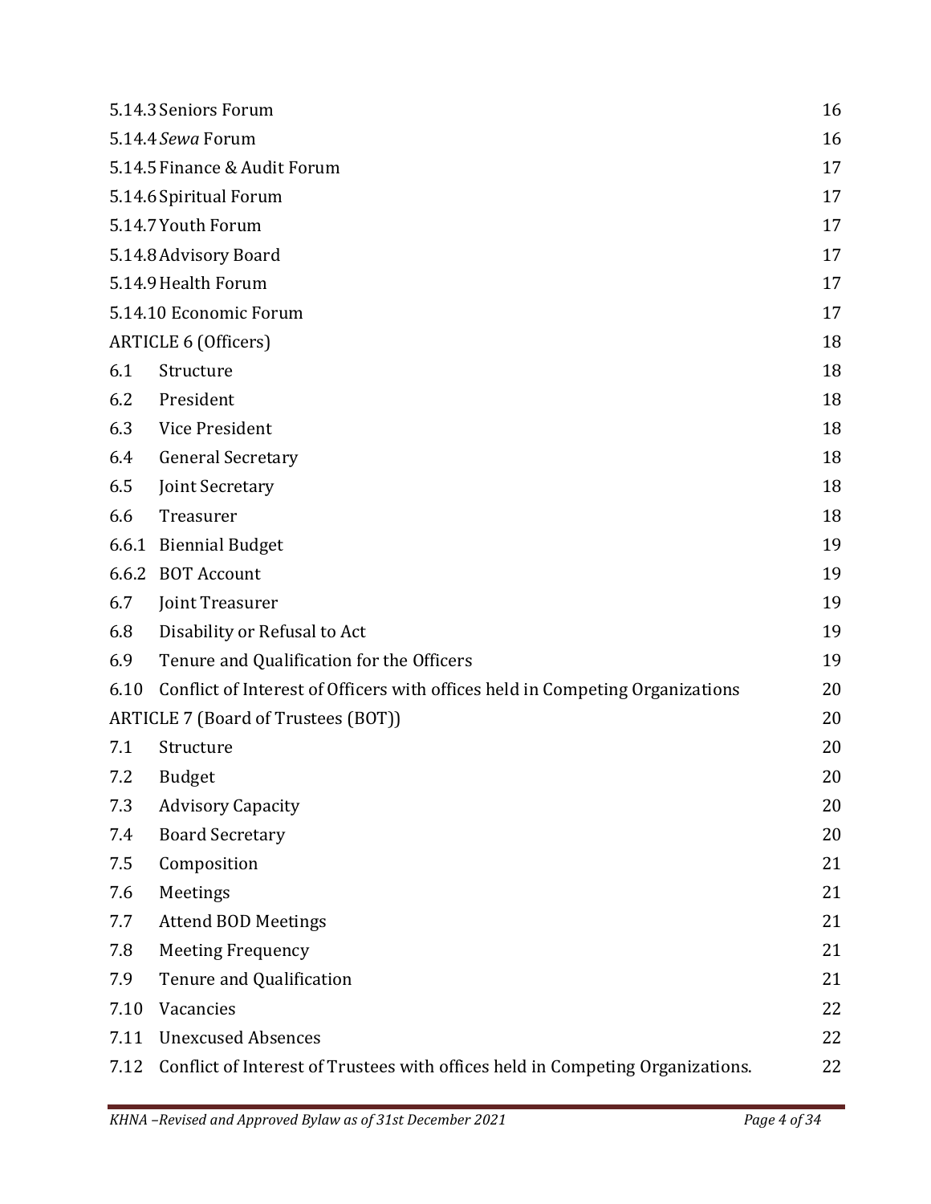| | | |
|---|---|---|
| 5.14.3 | Seniors Forum | 16 |
| 5.14.4 | *Sewa* Forum | 16 |
| 5.14.5 | Finance & Audit Forum | 17 |
| 5.14.6 | Spiritual Forum | 17 |
| 5.14.7 | Youth Forum | 17 |
| 5.14.8 | Advisory Board | 17 |
| 5.14.9 | Health Forum | 17 |
| 5.14.10 | Economic Forum | 17 |
| ARTICLE 6 (Officers) | | 18 |
| 6.1 | Structure | 18 |
| 6.2 | President | 18 |
| 6.3 | Vice President | 18 |
| 6.4 | General Secretary | 18 |
| 6.5 | Joint Secretary | 18 |
| 6.6 | Treasurer | 18 |
| 6.6.1 | Biennial Budget | 19 |
| 6.6.2 | BOT Account | 19 |
| 6.7 | Joint Treasurer | 19 |
| 6.8 | Disability or Refusal to Act | 19 |
| 6.9 | Tenure and Qualification for the Officers | 19 |
| 6.10 | Conflict of Interest of Officers with offices held in Competing Organizations | 20 |
| ARTICLE 7 (Board of Trustees (BOT)) | | 20 |
| 7.1 | Structure | 20 |
| 7.2 | Budget | 20 |
| 7.3 | Advisory Capacity | 20 |
| 7.4 | Board Secretary | 20 |
| 7.5 | Composition | 21 |
| 7.6 | Meetings | 21 |
| 7.7 | Attend BOD Meetings | 21 |
| 7.8 | Meeting Frequency | 21 |
| 7.9 | Tenure and Qualification | 21 |
| 7.10 | Vacancies | 22 |
| 7.11 | Unexcused Absences | 22 |
| 7.12 | Conflict of Interest of Trustees with offices held in Competing Organizations. | 22 |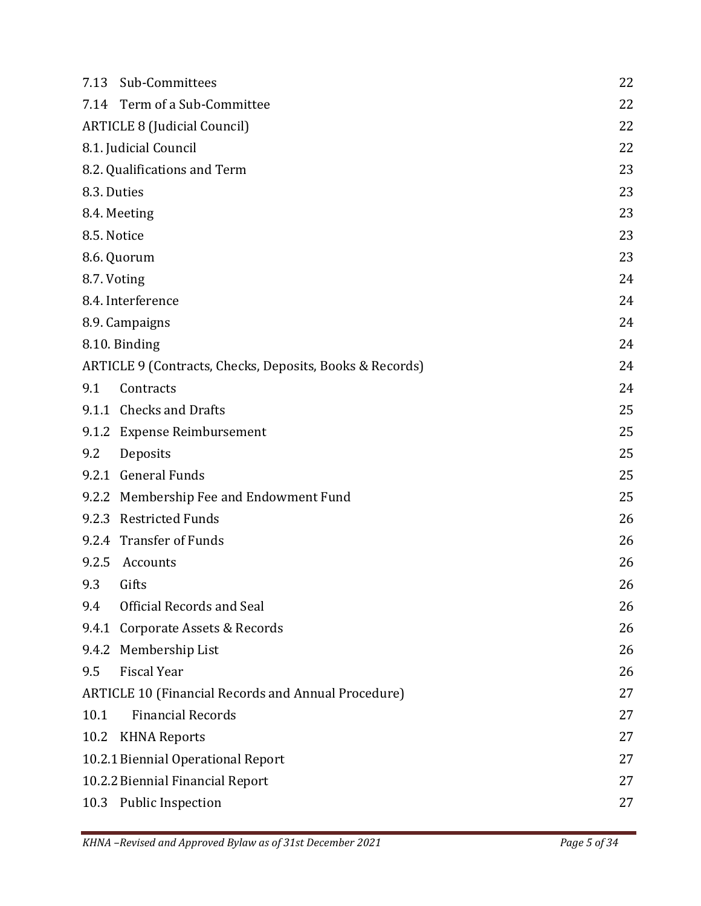| | |
|---|---|
| 7.13 Sub-Committees | 22 |
| 7.14 Term of a Sub-Committee | 22 |
| ARTICLE 8 (Judicial Council) | 22 |
| 8.1. Judicial Council | 22 |
| 8.2. Qualifications and Term | 23 |
| 8.3. Duties | 23 |
| 8.4. Meeting | 23 |
| 8.5. Notice | 23 |
| 8.6. Quorum | 23 |
| 8.7. Voting | 24 |
| 8.4. Interference | 24 |
| 8.9. Campaigns | 24 |
| 8.10. Binding | 24 |
| ARTICLE 9 (Contracts, Checks, Deposits, Books & Records) | 24 |
| 9.1 Contracts | 24 |
| 9.1.1 Checks and Drafts | 25 |
| 9.1.2 Expense Reimbursement | 25 |
| 9.2 Deposits | 25 |
| 9.2.1 General Funds | 25 |
| 9.2.2 Membership Fee and Endowment Fund | 25 |
| 9.2.3 Restricted Funds | 26 |
| 9.2.4 Transfer of Funds | 26 |
| 9.2.5 Accounts | 26 |
| 9.3 Gifts | 26 |
| 9.4 Official Records and Seal | 26 |
| 9.4.1 Corporate Assets & Records | 26 |
| 9.4.2 Membership List | 26 |
| 9.5 Fiscal Year | 26 |
| ARTICLE 10 (Financial Records and Annual Procedure) | 27 |
| 10.1 Financial Records | 27 |
| 10.2 KHNA Reports | 27 |
| 10.2.1 Biennial Operational Report | 27 |
| 10.2.2 Biennial Financial Report | 27 |
| 10.3 Public Inspection | 27 |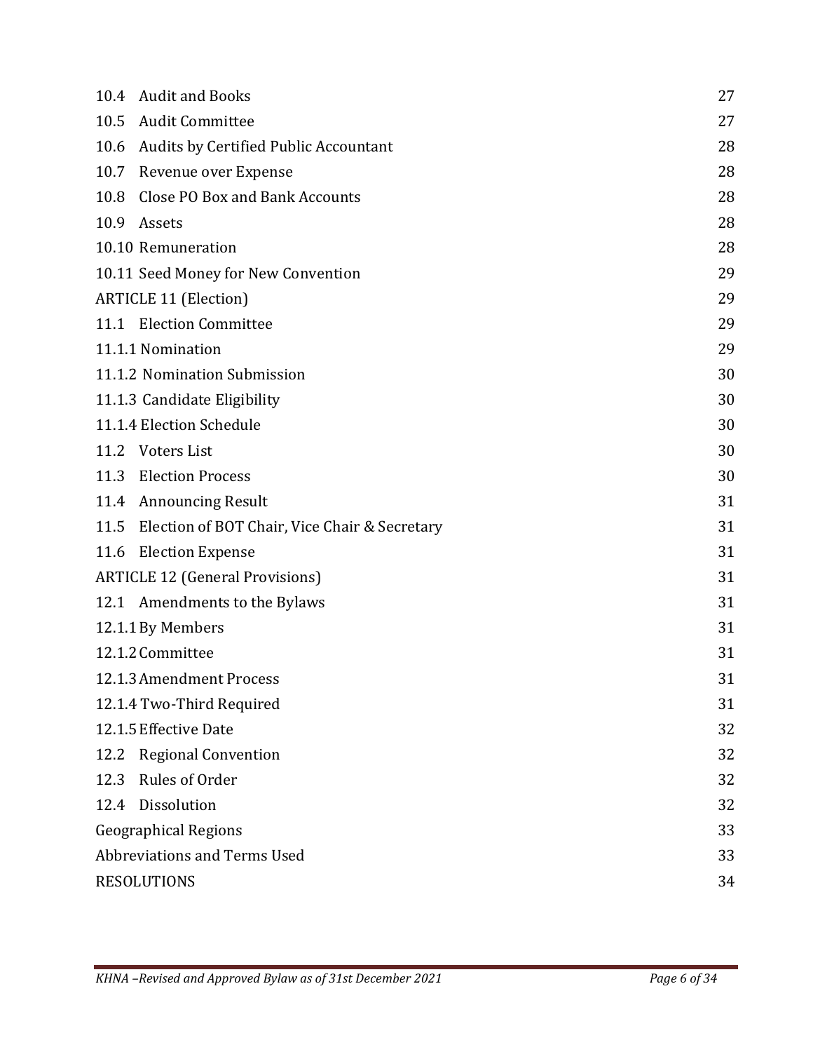| | |
|---|---|
| 10.4 Audit and Books | 27 |
| 10.5 Audit Committee | 27 |
| 10.6 Audits by Certified Public Accountant | 28 |
| 10.7 Revenue over Expense | 28 |
| 10.8 Close PO Box and Bank Accounts | 28 |
| 10.9 Assets | 28 |
| 10.10 Remuneration | 28 |
| 10.11 Seed Money for New Convention | 29 |
| ARTICLE 11 (Election) | 29 |
| 11.1 Election Committee | 29 |
| 11.1.1 Nomination | 29 |
| 11.1.2 Nomination Submission | 30 |
| 11.1.3 Candidate Eligibility | 30 |
| 11.1.4 Election Schedule | 30 |
| 11.2 Voters List | 30 |
| 11.3 Election Process | 30 |
| 11.4 Announcing Result | 31 |
| 11.5 Election of BOT Chair, Vice Chair & Secretary | 31 |
| 11.6 Election Expense | 31 |
| ARTICLE 12 (General Provisions) | 31 |
| 12.1 Amendments to the Bylaws | 31 |
| 12.1.1 By Members | 31 |
| 12.1.2 Committee | 31 |
| 12.1.3 Amendment Process | 31 |
| 12.1.4 Two-Third Required | 31 |
| 12.1.5 Effective Date | 32 |
| 12.2 Regional Convention | 32 |
| 12.3 Rules of Order | 32 |
| 12.4 Dissolution | 32 |
| Geographical Regions | 33 |
| Abbreviations and Terms Used | 33 |
| RESOLUTIONS | 34 |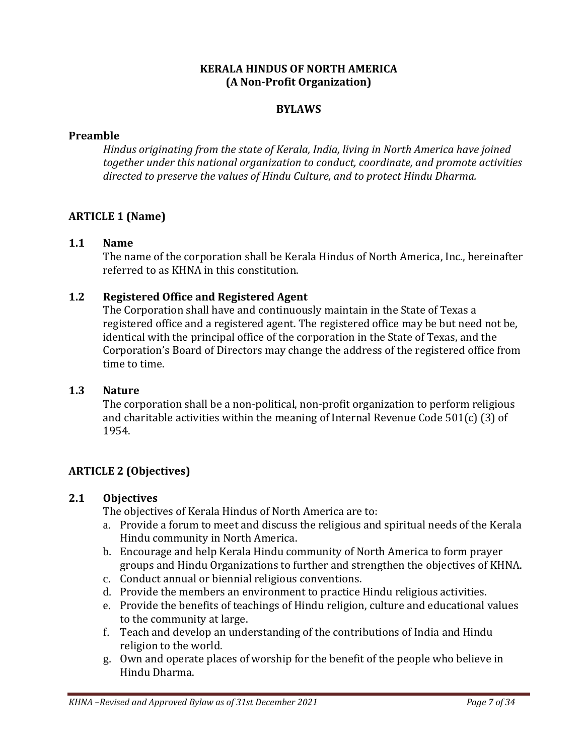# KERALA HINDUS OF NORTH AMERICA
**(A Non-Profit Organization)**

## BYLAWS

### Preamble

*Hindus originating from the state of Kerala, India, living in North America have joined together under this national organization to conduct, coordinate, and promote activities directed to preserve the values of Hindu Culture, and to protect Hindu Dharma.*

## ARTICLE 1 (Name)

### 1.1 Name

The name of the corporation shall be Kerala Hindus of North America, Inc., hereinafter referred to as KHNA in this constitution.

### 1.2 Registered Office and Registered Agent

The Corporation shall have and continuously maintain in the State of Texas a registered office and a registered agent. The registered office may be but need not be, identical with the principal office of the corporation in the State of Texas, and the Corporation's Board of Directors may change the address of the registered office from time to time.

### 1.3 Nature

The corporation shall be a non-political, non-profit organization to perform religious and charitable activities within the meaning of Internal Revenue Code 501(c) (3) of 1954.

## ARTICLE 2 (Objectives)

### 2.1 Objectives

The objectives of Kerala Hindus of North America are to:

a. Provide a forum to meet and discuss the religious and spiritual needs of the Kerala Hindu community in North America.
b. Encourage and help Kerala Hindu community of North America to form prayer groups and Hindu Organizations to further and strengthen the objectives of KHNA.
c. Conduct annual or biennial religious conventions.
d. Provide the members an environment to practice Hindu religious activities.
e. Provide the benefits of teachings of Hindu religion, culture and educational values to the community at large.
f. Teach and develop an understanding of the contributions of India and Hindu religion to the world.
g. Own and operate places of worship for the benefit of the people who believe in Hindu Dharma.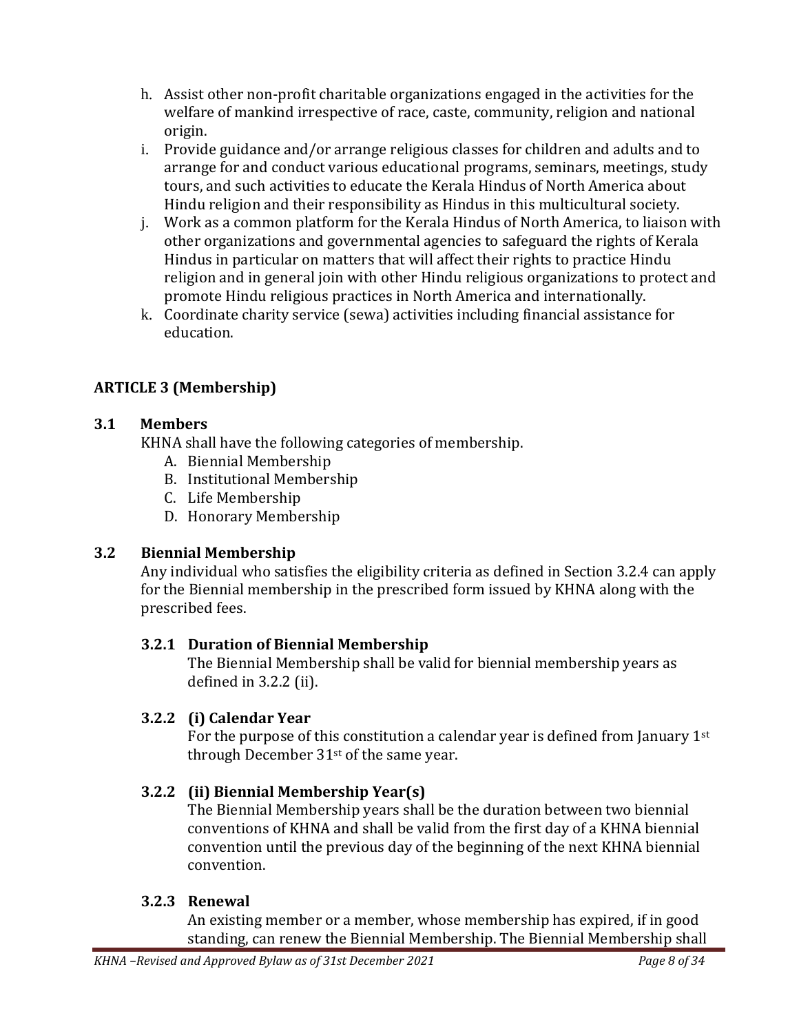h. Assist other non-profit charitable organizations engaged in the activities for the welfare of mankind irrespective of race, caste, community, religion and national origin.
i. Provide guidance and/or arrange religious classes for children and adults and to arrange for and conduct various educational programs, seminars, meetings, study tours, and such activities to educate the Kerala Hindus of North America about Hindu religion and their responsibility as Hindus in this multicultural society.
j. Work as a common platform for the Kerala Hindus of North America, to liaison with other organizations and governmental agencies to safeguard the rights of Kerala Hindus in particular on matters that will affect their rights to practice Hindu religion and in general join with other Hindu religious organizations to protect and promote Hindu religious practices in North America and internationally.
k. Coordinate charity service (sewa) activities including financial assistance for education.

## ARTICLE 3 (Membership)

### 3.1 Members

KHNA shall have the following categories of membership.

A. Biennial Membership
B. Institutional Membership
C. Life Membership
D. Honorary Membership

### 3.2 Biennial Membership

Any individual who satisfies the eligibility criteria as defined in Section 3.2.4 can apply for the Biennial membership in the prescribed form issued by KHNA along with the prescribed fees.

#### 3.2.1 Duration of Biennial Membership

The Biennial Membership shall be valid for biennial membership years as defined in 3.2.2 (ii).

#### 3.2.2 (i) Calendar Year

For the purpose of this constitution a calendar year is defined from January 1st through December 31st of the same year.

#### 3.2.2 (ii) Biennial Membership Year(s)

The Biennial Membership years shall be the duration between two biennial conventions of KHNA and shall be valid from the first day of a KHNA biennial convention until the previous day of the beginning of the next KHNA biennial convention.

#### 3.2.3 Renewal

An existing member or a member, whose membership has expired, if in good standing, can renew the Biennial Membership. The Biennial Membership shall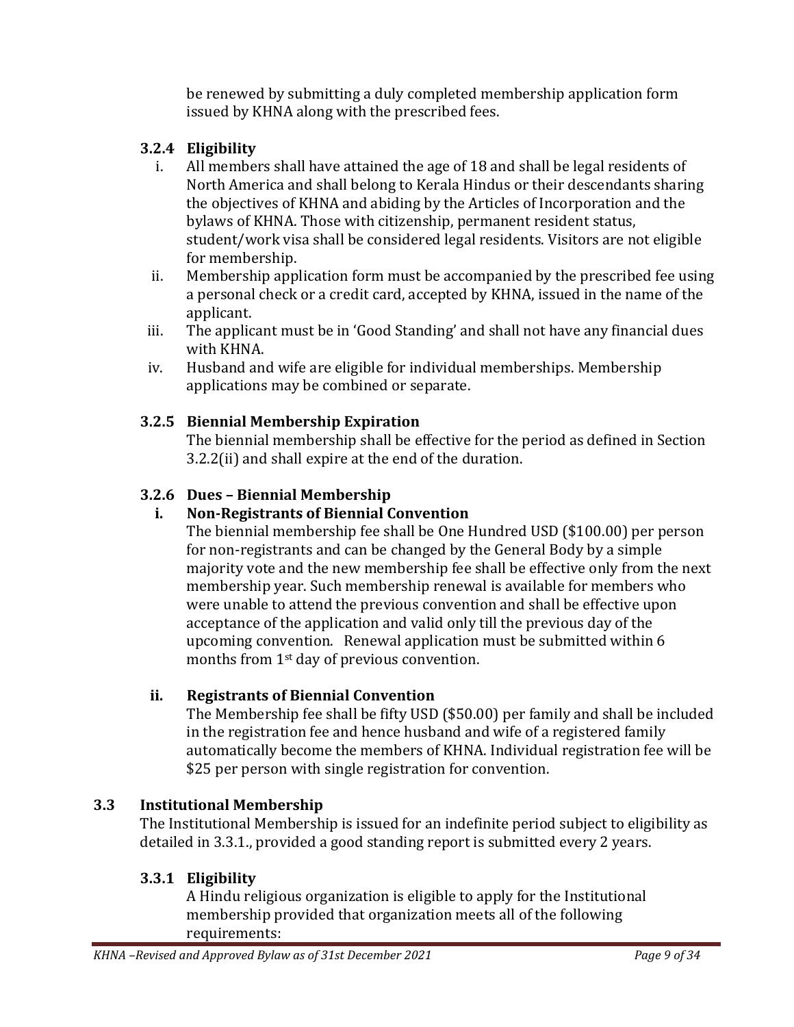be renewed by submitting a duly completed membership application form issued by KHNA along with the prescribed fees.

#### 3.2.4 Eligibility

i. All members shall have attained the age of 18 and shall be legal residents of North America and shall belong to Kerala Hindus or their descendants sharing the objectives of KHNA and abiding by the Articles of Incorporation and the bylaws of KHNA. Those with citizenship, permanent resident status, student/work visa shall be considered legal residents. Visitors are not eligible for membership.

ii. Membership application form must be accompanied by the prescribed fee using a personal check or a credit card, accepted by KHNA, issued in the name of the applicant.

iii. The applicant must be in 'Good Standing' and shall not have any financial dues with KHNA.

iv. Husband and wife are eligible for individual memberships. Membership applications may be combined or separate.

#### 3.2.5 Biennial Membership Expiration

The biennial membership shall be effective for the period as defined in Section 3.2.2(ii) and shall expire at the end of the duration.

#### 3.2.6 Dues – Biennial Membership

**i. Non-Registrants of Biennial Convention**

The biennial membership fee shall be One Hundred USD ($100.00) per person for non-registrants and can be changed by the General Body by a simple majority vote and the new membership fee shall be effective only from the next membership year. Such membership renewal is available for members who were unable to attend the previous convention and shall be effective upon acceptance of the application and valid only till the previous day of the upcoming convention. Renewal application must be submitted within 6 months from 1st day of previous convention.

**ii. Registrants of Biennial Convention**

The Membership fee shall be fifty USD ($50.00) per family and shall be included in the registration fee and hence husband and wife of a registered family automatically become the members of KHNA. Individual registration fee will be $25 per person with single registration for convention.

### 3.3 Institutional Membership

The Institutional Membership is issued for an indefinite period subject to eligibility as detailed in 3.3.1., provided a good standing report is submitted every 2 years.

#### 3.3.1 Eligibility

A Hindu religious organization is eligible to apply for the Institutional membership provided that organization meets all of the following requirements: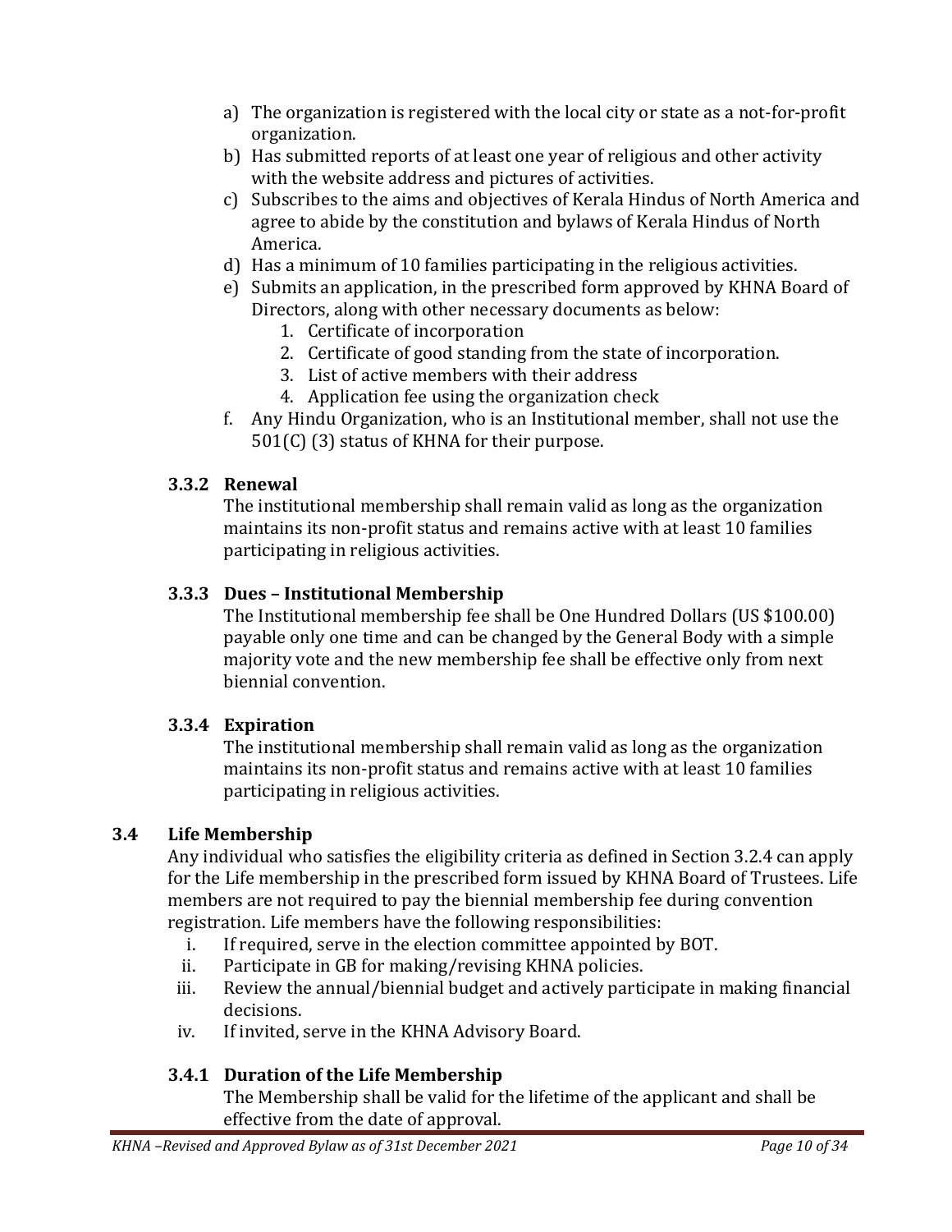a) The organization is registered with the local city or state as a not-for-profit organization.
b) Has submitted reports of at least one year of religious and other activity with the website address and pictures of activities.
c) Subscribes to the aims and objectives of Kerala Hindus of North America and agree to abide by the constitution and bylaws of Kerala Hindus of North America.
d) Has a minimum of 10 families participating in the religious activities.
e) Submits an application, in the prescribed form approved by KHNA Board of Directors, along with other necessary documents as below:
   1. Certificate of incorporation
   2. Certificate of good standing from the state of incorporation.
   3. List of active members with their address
   4. Application fee using the organization check

f. Any Hindu Organization, who is an Institutional member, shall not use the 501(C) (3) status of KHNA for their purpose.

### 3.3.2 Renewal

The institutional membership shall remain valid as long as the organization maintains its non-profit status and remains active with at least 10 families participating in religious activities.

### 3.3.3 Dues – Institutional Membership

The Institutional membership fee shall be One Hundred Dollars (US $100.00) payable only one time and can be changed by the General Body with a simple majority vote and the new membership fee shall be effective only from next biennial convention.

### 3.3.4 Expiration

The institutional membership shall remain valid as long as the organization maintains its non-profit status and remains active with at least 10 families participating in religious activities.

## 3.4 Life Membership

Any individual who satisfies the eligibility criteria as defined in Section 3.2.4 can apply for the Life membership in the prescribed form issued by KHNA Board of Trustees. Life members are not required to pay the biennial membership fee during convention registration. Life members have the following responsibilities:

i. If required, serve in the election committee appointed by BOT.
ii. Participate in GB for making/revising KHNA policies.
iii. Review the annual/biennial budget and actively participate in making financial decisions.
iv. If invited, serve in the KHNA Advisory Board.

### 3.4.1 Duration of the Life Membership

The Membership shall be valid for the lifetime of the applicant and shall be effective from the date of approval.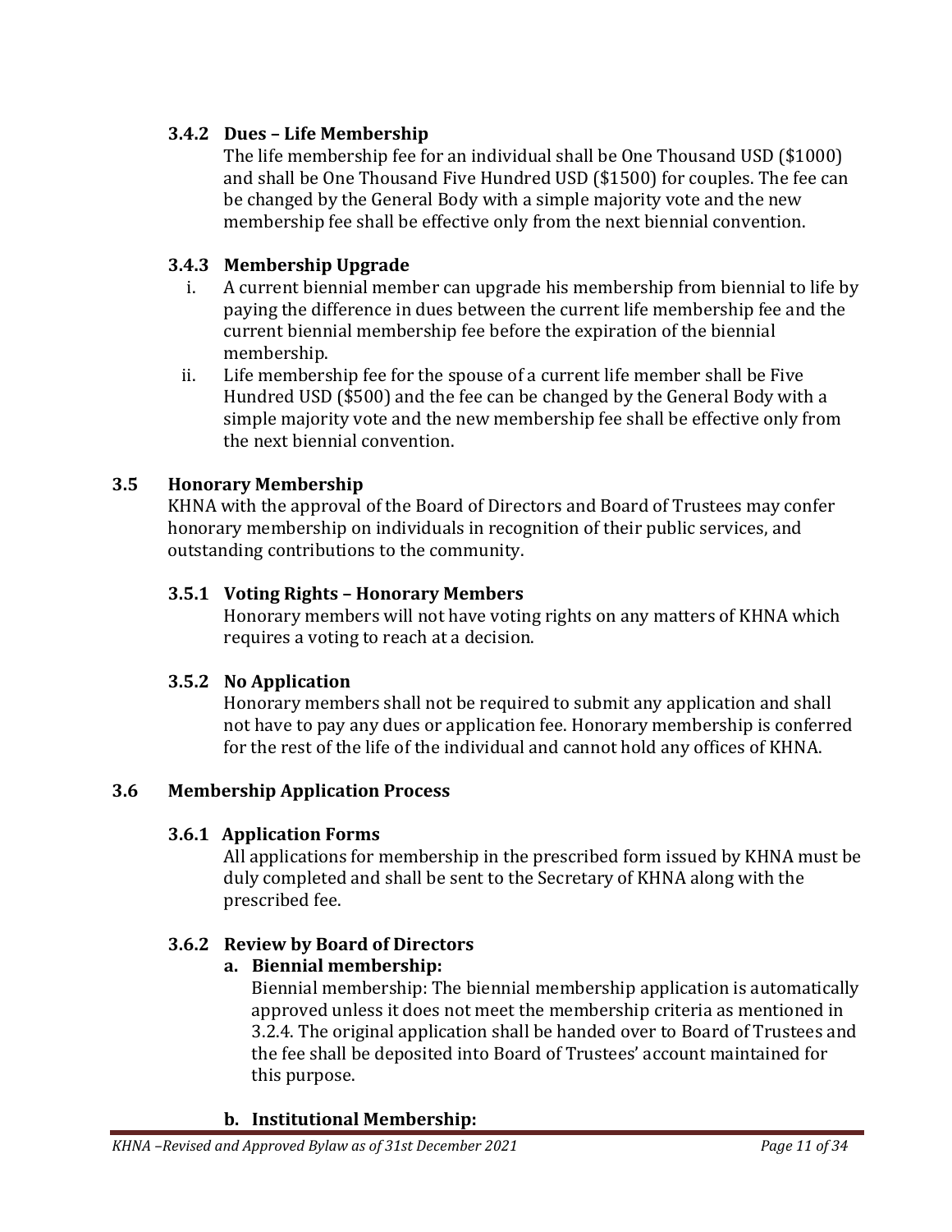### 3.4.2 Dues – Life Membership

The life membership fee for an individual shall be One Thousand USD ($1000) and shall be One Thousand Five Hundred USD ($1500) for couples. The fee can be changed by the General Body with a simple majority vote and the new membership fee shall be effective only from the next biennial convention.

### 3.4.3 Membership Upgrade

i. A current biennial member can upgrade his membership from biennial to life by paying the difference in dues between the current life membership fee and the current biennial membership fee before the expiration of the biennial membership.

ii. Life membership fee for the spouse of a current life member shall be Five Hundred USD ($500) and the fee can be changed by the General Body with a simple majority vote and the new membership fee shall be effective only from the next biennial convention.

## 3.5 Honorary Membership

KHNA with the approval of the Board of Directors and Board of Trustees may confer honorary membership on individuals in recognition of their public services, and outstanding contributions to the community.

### 3.5.1 Voting Rights – Honorary Members

Honorary members will not have voting rights on any matters of KHNA which requires a voting to reach at a decision.

### 3.5.2 No Application

Honorary members shall not be required to submit any application and shall not have to pay any dues or application fee. Honorary membership is conferred for the rest of the life of the individual and cannot hold any offices of KHNA.

## 3.6 Membership Application Process

### 3.6.1 Application Forms

All applications for membership in the prescribed form issued by KHNA must be duly completed and shall be sent to the Secretary of KHNA along with the prescribed fee.

### 3.6.2 Review by Board of Directors

**a. Biennial membership:**

Biennial membership: The biennial membership application is automatically approved unless it does not meet the membership criteria as mentioned in 3.2.4. The original application shall be handed over to Board of Trustees and the fee shall be deposited into Board of Trustees' account maintained for this purpose.

**b. Institutional Membership:**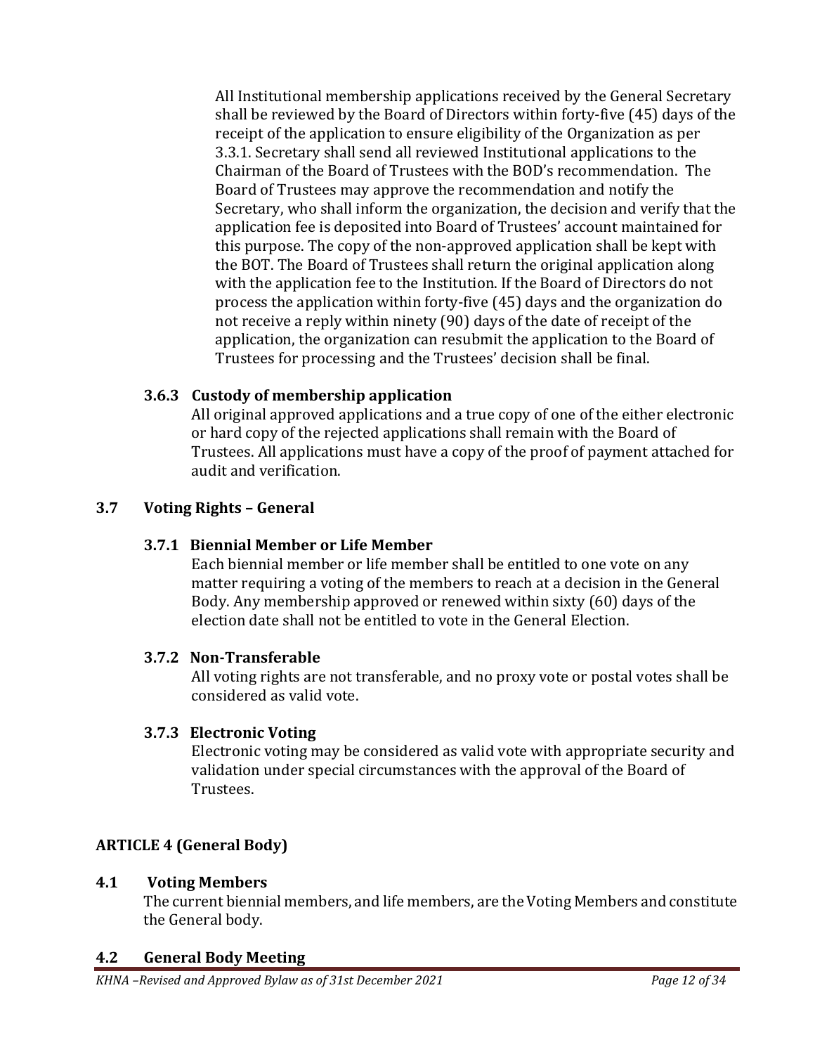All Institutional membership applications received by the General Secretary shall be reviewed by the Board of Directors within forty-five (45) days of the receipt of the application to ensure eligibility of the Organization as per 3.3.1. Secretary shall send all reviewed Institutional applications to the Chairman of the Board of Trustees with the BOD's recommendation. The Board of Trustees may approve the recommendation and notify the Secretary, who shall inform the organization, the decision and verify that the application fee is deposited into Board of Trustees' account maintained for this purpose. The copy of the non-approved application shall be kept with the BOT. The Board of Trustees shall return the original application along with the application fee to the Institution. If the Board of Directors do not process the application within forty-five (45) days and the organization do not receive a reply within ninety (90) days of the date of receipt of the application, the organization can resubmit the application to the Board of Trustees for processing and the Trustees' decision shall be final.

#### 3.6.3 Custody of membership application

All original approved applications and a true copy of one of the either electronic or hard copy of the rejected applications shall remain with the Board of Trustees. All applications must have a copy of the proof of payment attached for audit and verification.

### 3.7 Voting Rights – General

#### 3.7.1 Biennial Member or Life Member

Each biennial member or life member shall be entitled to one vote on any matter requiring a voting of the members to reach at a decision in the General Body. Any membership approved or renewed within sixty (60) days of the election date shall not be entitled to vote in the General Election.

#### 3.7.2 Non-Transferable

All voting rights are not transferable, and no proxy vote or postal votes shall be considered as valid vote.

#### 3.7.3 Electronic Voting

Electronic voting may be considered as valid vote with appropriate security and validation under special circumstances with the approval of the Board of Trustees.

## ARTICLE 4 (General Body)

### 4.1 Voting Members

The current biennial members, and life members, are the Voting Members and constitute the General body.

### 4.2 General Body Meeting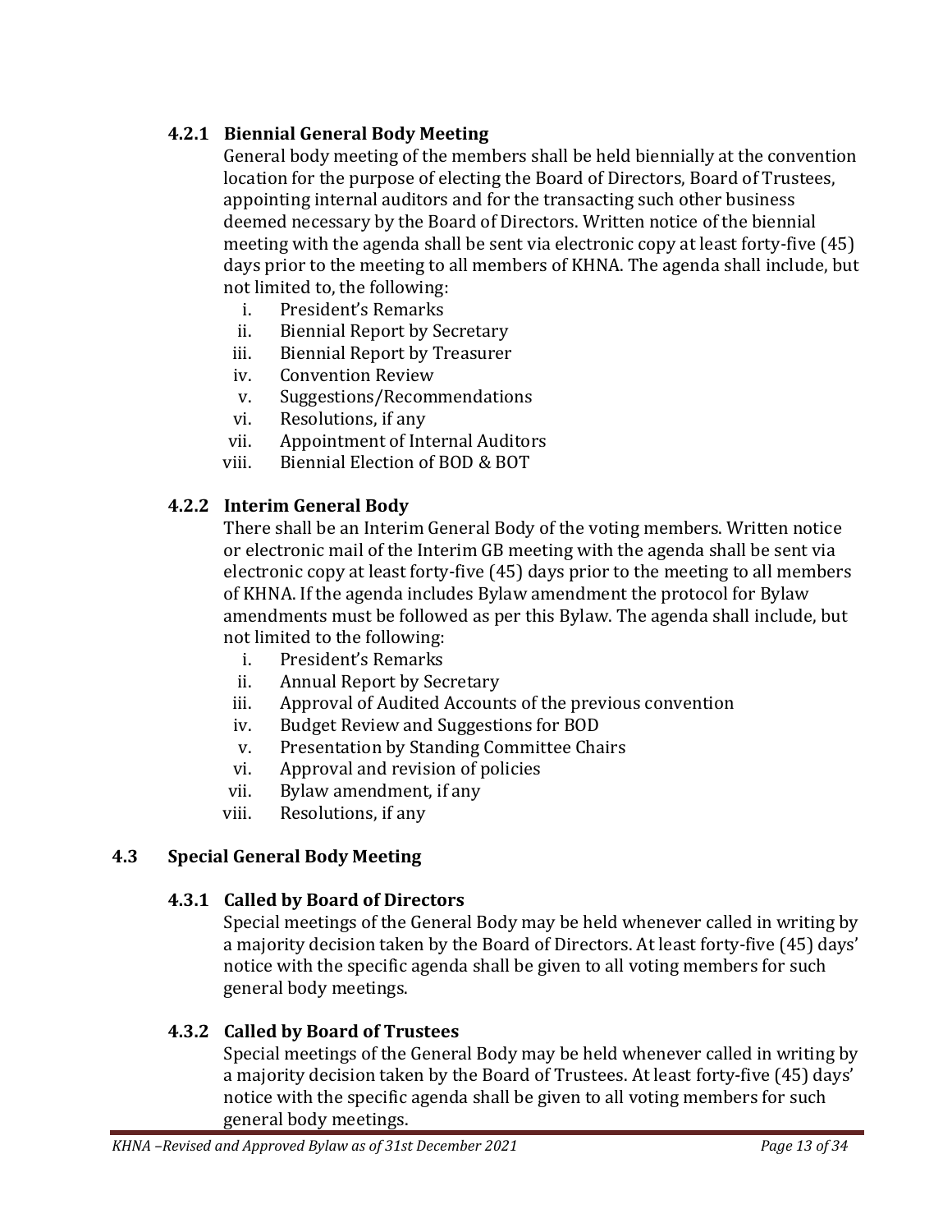### 4.2.1 Biennial General Body Meeting

General body meeting of the members shall be held biennially at the convention location for the purpose of electing the Board of Directors, Board of Trustees, appointing internal auditors and for the transacting such other business deemed necessary by the Board of Directors. Written notice of the biennial meeting with the agenda shall be sent via electronic copy at least forty-five (45) days prior to the meeting to all members of KHNA. The agenda shall include, but not limited to, the following:

i. President's Remarks
ii. Biennial Report by Secretary
iii. Biennial Report by Treasurer
iv. Convention Review
v. Suggestions/Recommendations
vi. Resolutions, if any
vii. Appointment of Internal Auditors
viii. Biennial Election of BOD & BOT

### 4.2.2 Interim General Body

There shall be an Interim General Body of the voting members. Written notice or electronic mail of the Interim GB meeting with the agenda shall be sent via electronic copy at least forty-five (45) days prior to the meeting to all members of KHNA. If the agenda includes Bylaw amendment the protocol for Bylaw amendments must be followed as per this Bylaw. The agenda shall include, but not limited to the following:

i. President's Remarks
ii. Annual Report by Secretary
iii. Approval of Audited Accounts of the previous convention
iv. Budget Review and Suggestions for BOD
v. Presentation by Standing Committee Chairs
vi. Approval and revision of policies
vii. Bylaw amendment, if any
viii. Resolutions, if any

## 4.3 Special General Body Meeting

### 4.3.1 Called by Board of Directors

Special meetings of the General Body may be held whenever called in writing by a majority decision taken by the Board of Directors. At least forty-five (45) days' notice with the specific agenda shall be given to all voting members for such general body meetings.

### 4.3.2 Called by Board of Trustees

Special meetings of the General Body may be held whenever called in writing by a majority decision taken by the Board of Trustees. At least forty-five (45) days' notice with the specific agenda shall be given to all voting members for such general body meetings.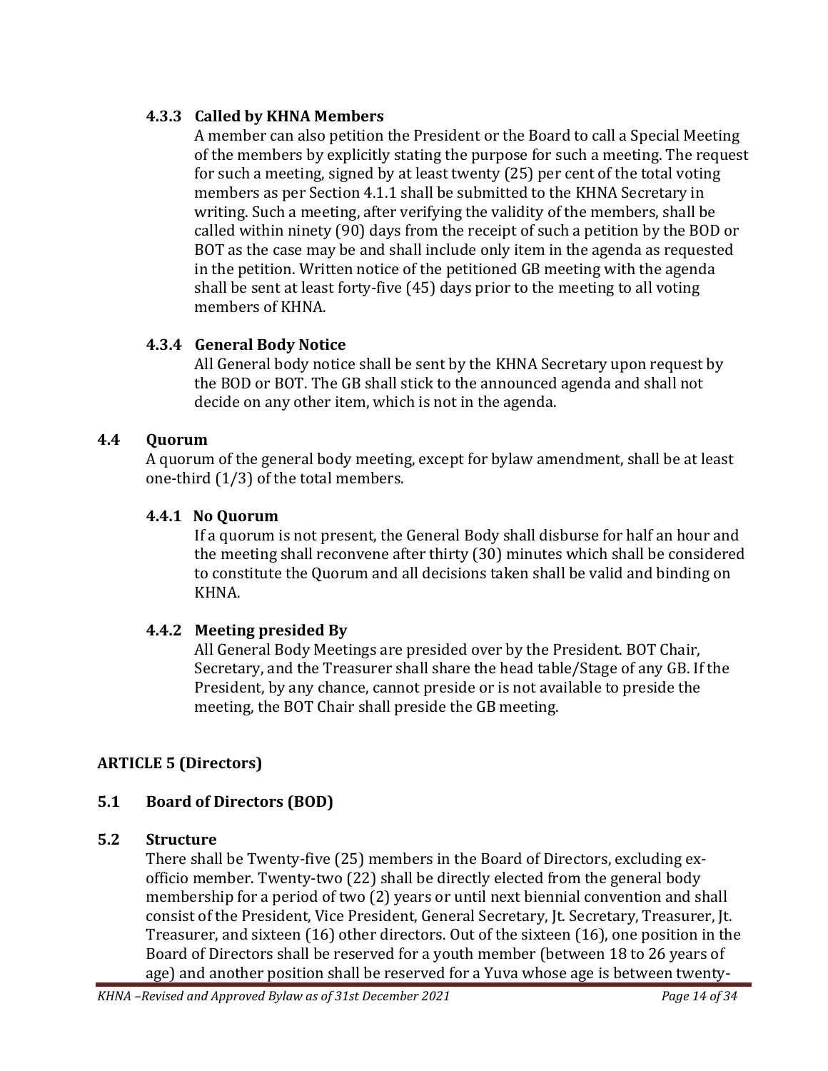#### 4.3.3 Called by KHNA Members

A member can also petition the President or the Board to call a Special Meeting of the members by explicitly stating the purpose for such a meeting. The request for such a meeting, signed by at least twenty (25) per cent of the total voting members as per Section 4.1.1 shall be submitted to the KHNA Secretary in writing. Such a meeting, after verifying the validity of the members, shall be called within ninety (90) days from the receipt of such a petition by the BOD or BOT as the case may be and shall include only item in the agenda as requested in the petition. Written notice of the petitioned GB meeting with the agenda shall be sent at least forty-five (45) days prior to the meeting to all voting members of KHNA.

#### 4.3.4 General Body Notice

All General body notice shall be sent by the KHNA Secretary upon request by the BOD or BOT. The GB shall stick to the announced agenda and shall not decide on any other item, which is not in the agenda.

### 4.4 Quorum

A quorum of the general body meeting, except for bylaw amendment, shall be at least one-third (1/3) of the total members.

#### 4.4.1 No Quorum

If a quorum is not present, the General Body shall disburse for half an hour and the meeting shall reconvene after thirty (30) minutes which shall be considered to constitute the Quorum and all decisions taken shall be valid and binding on KHNA.

#### 4.4.2 Meeting presided By

All General Body Meetings are presided over by the President. BOT Chair, Secretary, and the Treasurer shall share the head table/Stage of any GB. If the President, by any chance, cannot preside or is not available to preside the meeting, the BOT Chair shall preside the GB meeting.

## ARTICLE 5 (Directors)

### 5.1 Board of Directors (BOD)

### 5.2 Structure

There shall be Twenty-five (25) members in the Board of Directors, excluding ex-officio member. Twenty-two (22) shall be directly elected from the general body membership for a period of two (2) years or until next biennial convention and shall consist of the President, Vice President, General Secretary, Jt. Secretary, Treasurer, Jt. Treasurer, and sixteen (16) other directors. Out of the sixteen (16), one position in the Board of Directors shall be reserved for a youth member (between 18 to 26 years of age) and another position shall be reserved for a Yuva whose age is between twenty-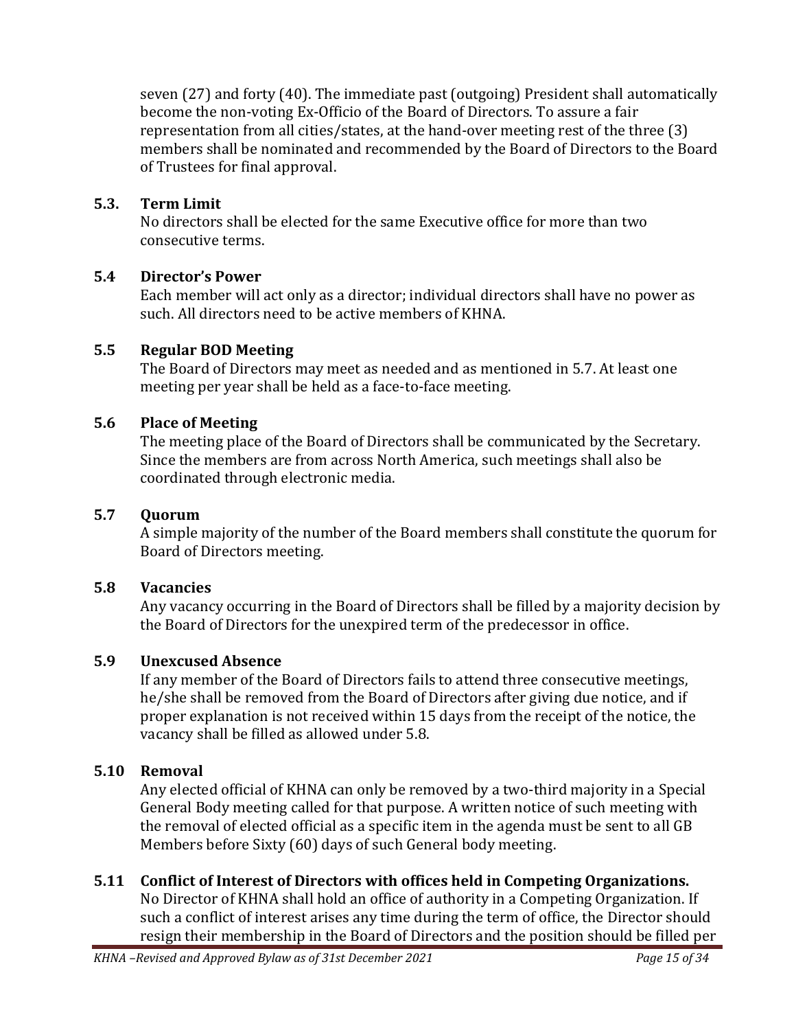seven (27) and forty (40). The immediate past (outgoing) President shall automatically become the non-voting Ex-Officio of the Board of Directors. To assure a fair representation from all cities/states, at the hand-over meeting rest of the three (3) members shall be nominated and recommended by the Board of Directors to the Board of Trustees for final approval.

### 5.3. Term Limit

No directors shall be elected for the same Executive office for more than two consecutive terms.

### 5.4 Director's Power

Each member will act only as a director; individual directors shall have no power as such. All directors need to be active members of KHNA.

### 5.5 Regular BOD Meeting

The Board of Directors may meet as needed and as mentioned in 5.7. At least one meeting per year shall be held as a face-to-face meeting.

### 5.6 Place of Meeting

The meeting place of the Board of Directors shall be communicated by the Secretary. Since the members are from across North America, such meetings shall also be coordinated through electronic media.

### 5.7 Quorum

A simple majority of the number of the Board members shall constitute the quorum for Board of Directors meeting.

### 5.8 Vacancies

Any vacancy occurring in the Board of Directors shall be filled by a majority decision by the Board of Directors for the unexpired term of the predecessor in office.

### 5.9 Unexcused Absence

If any member of the Board of Directors fails to attend three consecutive meetings, he/she shall be removed from the Board of Directors after giving due notice, and if proper explanation is not received within 15 days from the receipt of the notice, the vacancy shall be filled as allowed under 5.8.

### 5.10 Removal

Any elected official of KHNA can only be removed by a two-third majority in a Special General Body meeting called for that purpose. A written notice of such meeting with the removal of elected official as a specific item in the agenda must be sent to all GB Members before Sixty (60) days of such General body meeting.

### 5.11 Conflict of Interest of Directors with offices held in Competing Organizations.

No Director of KHNA shall hold an office of authority in a Competing Organization. If such a conflict of interest arises any time during the term of office, the Director should resign their membership in the Board of Directors and the position should be filled per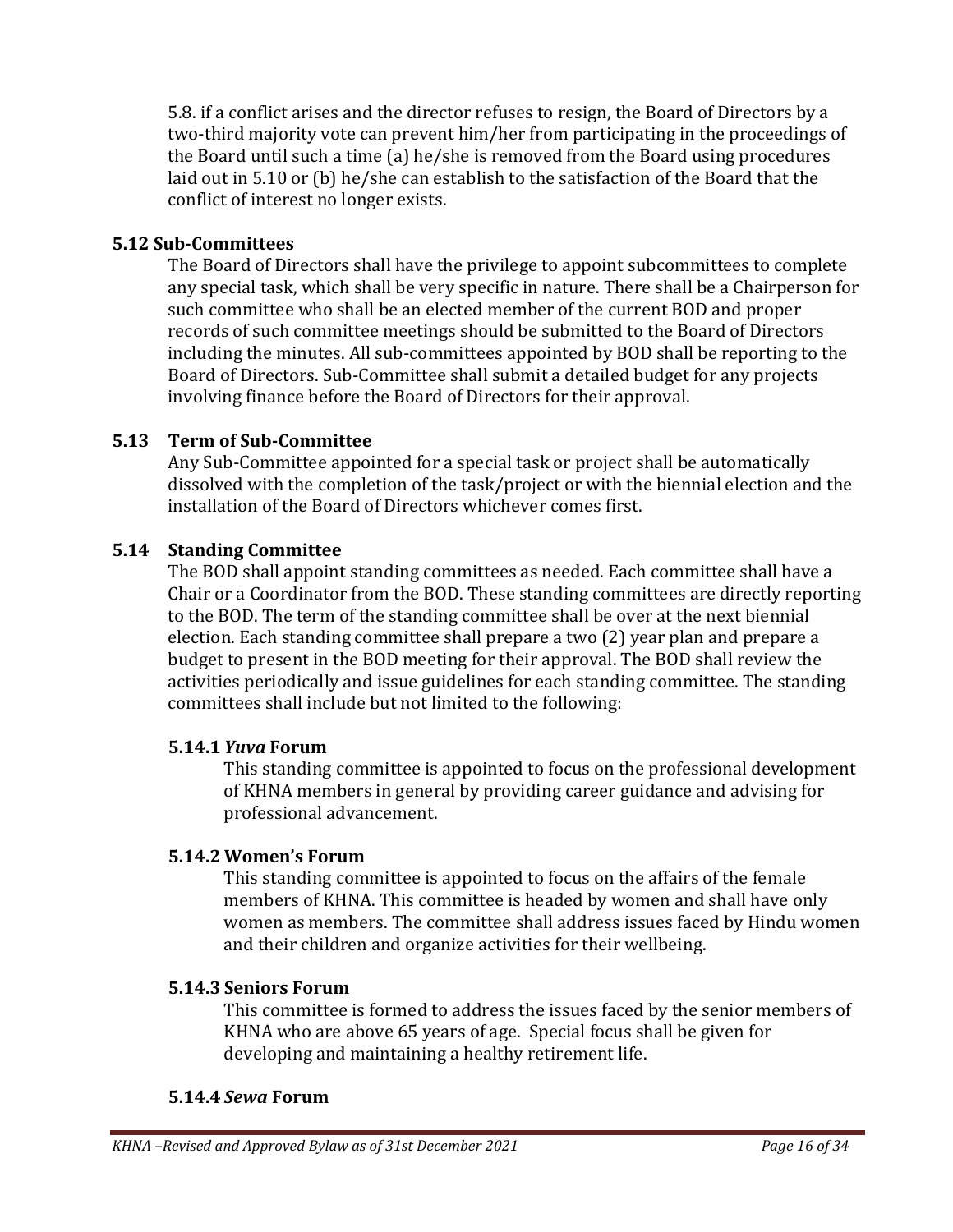5.8. if a conflict arises and the director refuses to resign, the Board of Directors by a two-third majority vote can prevent him/her from participating in the proceedings of the Board until such a time (a) he/she is removed from the Board using procedures laid out in 5.10 or (b) he/she can establish to the satisfaction of the Board that the conflict of interest no longer exists.

### 5.12 Sub-Committees

The Board of Directors shall have the privilege to appoint subcommittees to complete any special task, which shall be very specific in nature. There shall be a Chairperson for such committee who shall be an elected member of the current BOD and proper records of such committee meetings should be submitted to the Board of Directors including the minutes. All sub-committees appointed by BOD shall be reporting to the Board of Directors. Sub-Committee shall submit a detailed budget for any projects involving finance before the Board of Directors for their approval.

### 5.13 Term of Sub-Committee

Any Sub-Committee appointed for a special task or project shall be automatically dissolved with the completion of the task/project or with the biennial election and the installation of the Board of Directors whichever comes first.

### 5.14 Standing Committee

The BOD shall appoint standing committees as needed. Each committee shall have a Chair or a Coordinator from the BOD. These standing committees are directly reporting to the BOD. The term of the standing committee shall be over at the next biennial election. Each standing committee shall prepare a two (2) year plan and prepare a budget to present in the BOD meeting for their approval. The BOD shall review the activities periodically and issue guidelines for each standing committee. The standing committees shall include but not limited to the following:

#### 5.14.1 *Yuva* Forum

This standing committee is appointed to focus on the professional development of KHNA members in general by providing career guidance and advising for professional advancement.

#### 5.14.2 Women's Forum

This standing committee is appointed to focus on the affairs of the female members of KHNA. This committee is headed by women and shall have only women as members. The committee shall address issues faced by Hindu women and their children and organize activities for their wellbeing.

#### 5.14.3 Seniors Forum

This committee is formed to address the issues faced by the senior members of KHNA who are above 65 years of age. Special focus shall be given for developing and maintaining a healthy retirement life.

#### 5.14.4 *Sewa* Forum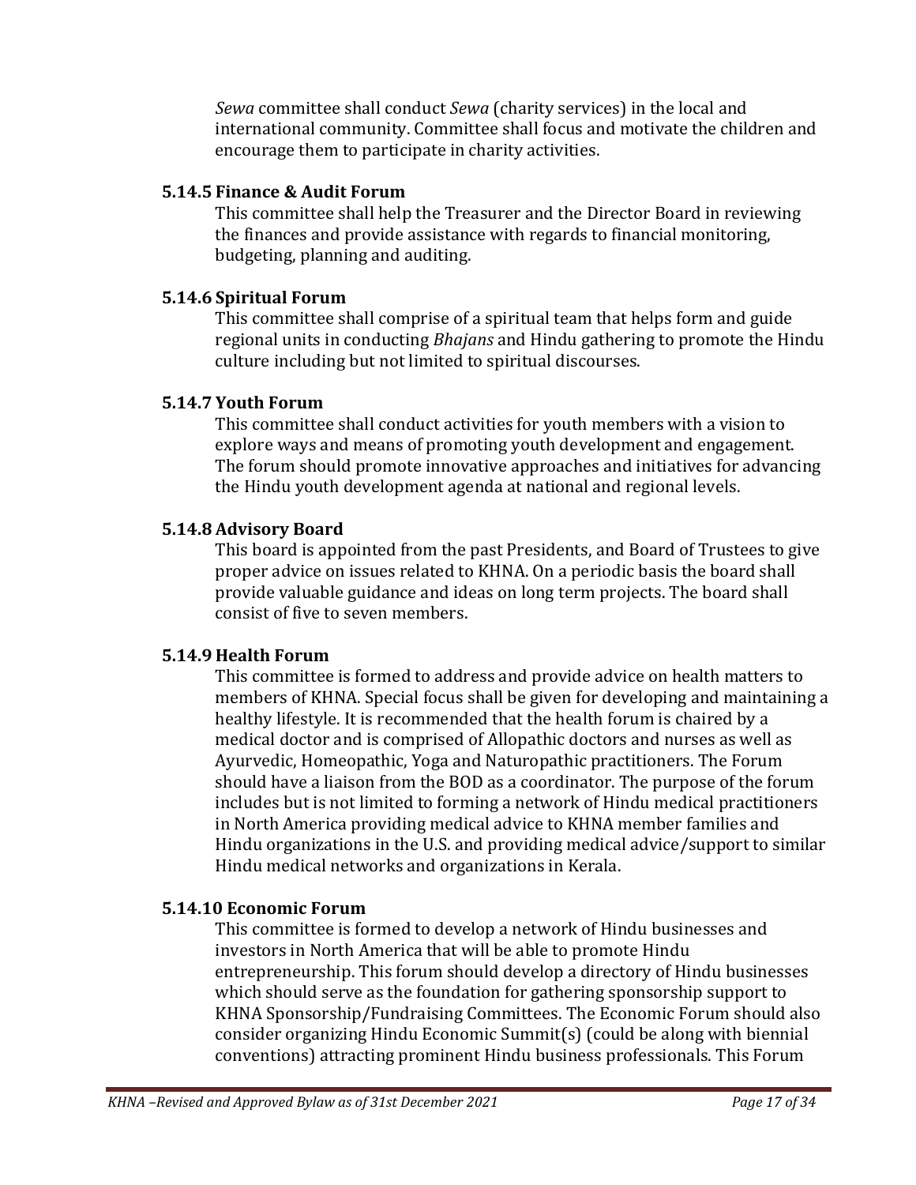*Sewa* committee shall conduct *Sewa* (charity services) in the local and international community. Committee shall focus and motivate the children and encourage them to participate in charity activities.

### 5.14.5 Finance & Audit Forum

This committee shall help the Treasurer and the Director Board in reviewing the finances and provide assistance with regards to financial monitoring, budgeting, planning and auditing.

### 5.14.6 Spiritual Forum

This committee shall comprise of a spiritual team that helps form and guide regional units in conducting *Bhajans* and Hindu gathering to promote the Hindu culture including but not limited to spiritual discourses.

### 5.14.7 Youth Forum

This committee shall conduct activities for youth members with a vision to explore ways and means of promoting youth development and engagement. The forum should promote innovative approaches and initiatives for advancing the Hindu youth development agenda at national and regional levels.

### 5.14.8 Advisory Board

This board is appointed from the past Presidents, and Board of Trustees to give proper advice on issues related to KHNA. On a periodic basis the board shall provide valuable guidance and ideas on long term projects. The board shall consist of five to seven members.

### 5.14.9 Health Forum

This committee is formed to address and provide advice on health matters to members of KHNA. Special focus shall be given for developing and maintaining a healthy lifestyle. It is recommended that the health forum is chaired by a medical doctor and is comprised of Allopathic doctors and nurses as well as Ayurvedic, Homeopathic, Yoga and Naturopathic practitioners. The Forum should have a liaison from the BOD as a coordinator. The purpose of the forum includes but is not limited to forming a network of Hindu medical practitioners in North America providing medical advice to KHNA member families and Hindu organizations in the U.S. and providing medical advice/support to similar Hindu medical networks and organizations in Kerala.

### 5.14.10 Economic Forum

This committee is formed to develop a network of Hindu businesses and investors in North America that will be able to promote Hindu entrepreneurship. This forum should develop a directory of Hindu businesses which should serve as the foundation for gathering sponsorship support to KHNA Sponsorship/Fundraising Committees. The Economic Forum should also consider organizing Hindu Economic Summit(s) (could be along with biennial conventions) attracting prominent Hindu business professionals. This Forum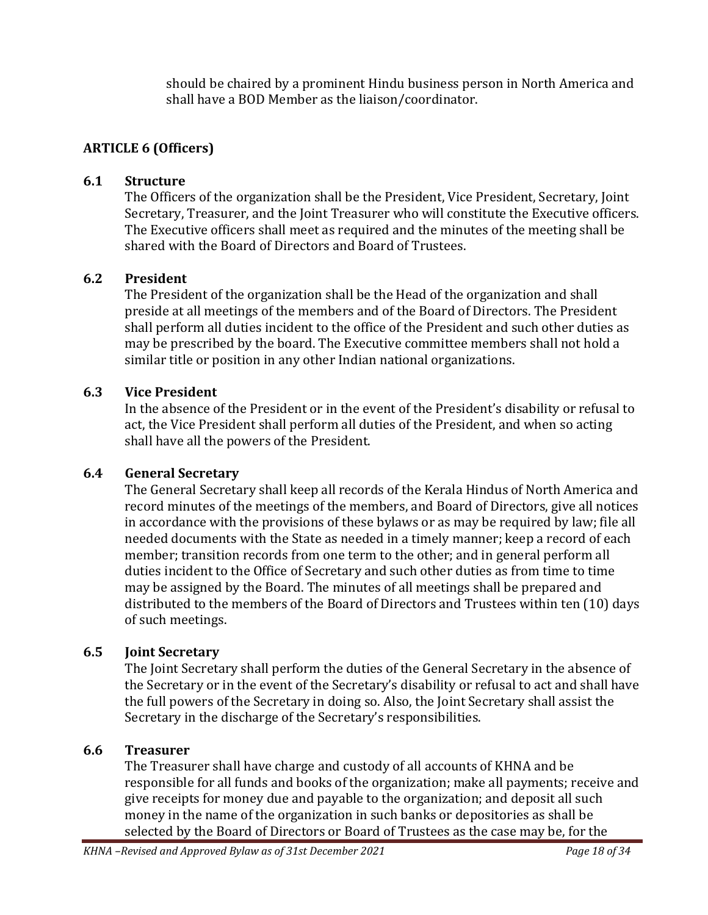should be chaired by a prominent Hindu business person in North America and shall have a BOD Member as the liaison/coordinator.

## ARTICLE 6 (Officers)

### 6.1 Structure

The Officers of the organization shall be the President, Vice President, Secretary, Joint Secretary, Treasurer, and the Joint Treasurer who will constitute the Executive officers. The Executive officers shall meet as required and the minutes of the meeting shall be shared with the Board of Directors and Board of Trustees.

### 6.2 President

The President of the organization shall be the Head of the organization and shall preside at all meetings of the members and of the Board of Directors. The President shall perform all duties incident to the office of the President and such other duties as may be prescribed by the board. The Executive committee members shall not hold a similar title or position in any other Indian national organizations.

### 6.3 Vice President

In the absence of the President or in the event of the President's disability or refusal to act, the Vice President shall perform all duties of the President, and when so acting shall have all the powers of the President.

### 6.4 General Secretary

The General Secretary shall keep all records of the Kerala Hindus of North America and record minutes of the meetings of the members, and Board of Directors, give all notices in accordance with the provisions of these bylaws or as may be required by law; file all needed documents with the State as needed in a timely manner; keep a record of each member; transition records from one term to the other; and in general perform all duties incident to the Office of Secretary and such other duties as from time to time may be assigned by the Board. The minutes of all meetings shall be prepared and distributed to the members of the Board of Directors and Trustees within ten (10) days of such meetings.

### 6.5 Joint Secretary

The Joint Secretary shall perform the duties of the General Secretary in the absence of the Secretary or in the event of the Secretary's disability or refusal to act and shall have the full powers of the Secretary in doing so. Also, the Joint Secretary shall assist the Secretary in the discharge of the Secretary's responsibilities.

### 6.6 Treasurer

The Treasurer shall have charge and custody of all accounts of KHNA and be responsible for all funds and books of the organization; make all payments; receive and give receipts for money due and payable to the organization; and deposit all such money in the name of the organization in such banks or depositories as shall be selected by the Board of Directors or Board of Trustees as the case may be, for the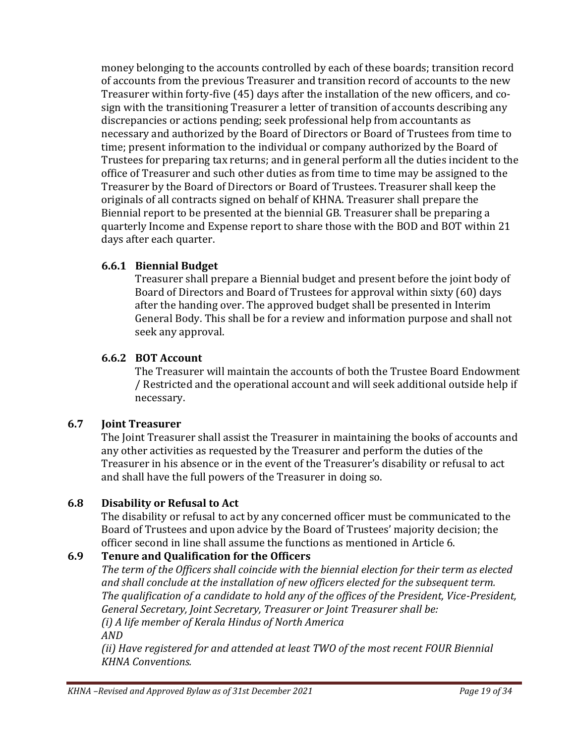money belonging to the accounts controlled by each of these boards; transition record of accounts from the previous Treasurer and transition record of accounts to the new Treasurer within forty-five (45) days after the installation of the new officers, and co-sign with the transitioning Treasurer a letter of transition of accounts describing any discrepancies or actions pending; seek professional help from accountants as necessary and authorized by the Board of Directors or Board of Trustees from time to time; present information to the individual or company authorized by the Board of Trustees for preparing tax returns; and in general perform all the duties incident to the office of Treasurer and such other duties as from time to time may be assigned to the Treasurer by the Board of Directors or Board of Trustees. Treasurer shall keep the originals of all contracts signed on behalf of KHNA. Treasurer shall prepare the Biennial report to be presented at the biennial GB. Treasurer shall be preparing a quarterly Income and Expense report to share those with the BOD and BOT within 21 days after each quarter.

#### 6.6.1 Biennial Budget

Treasurer shall prepare a Biennial budget and present before the joint body of Board of Directors and Board of Trustees for approval within sixty (60) days after the handing over. The approved budget shall be presented in Interim General Body. This shall be for a review and information purpose and shall not seek any approval.

#### 6.6.2 BOT Account

The Treasurer will maintain the accounts of both the Trustee Board Endowment / Restricted and the operational account and will seek additional outside help if necessary.

### 6.7 Joint Treasurer

The Joint Treasurer shall assist the Treasurer in maintaining the books of accounts and any other activities as requested by the Treasurer and perform the duties of the Treasurer in his absence or in the event of the Treasurer's disability or refusal to act and shall have the full powers of the Treasurer in doing so.

### 6.8 Disability or Refusal to Act

The disability or refusal to act by any concerned officer must be communicated to the Board of Trustees and upon advice by the Board of Trustees' majority decision; the officer second in line shall assume the functions as mentioned in Article 6.

### 6.9 Tenure and Qualification for the Officers

*The term of the Officers shall coincide with the biennial election for their term as elected and shall conclude at the installation of new officers elected for the subsequent term. The qualification of a candidate to hold any of the offices of the President, Vice-President, General Secretary, Joint Secretary, Treasurer or Joint Treasurer shall be:*

*(i) A life member of Kerala Hindus of North America*

*AND*

*(ii) Have registered for and attended at least TWO of the most recent FOUR Biennial KHNA Conventions.*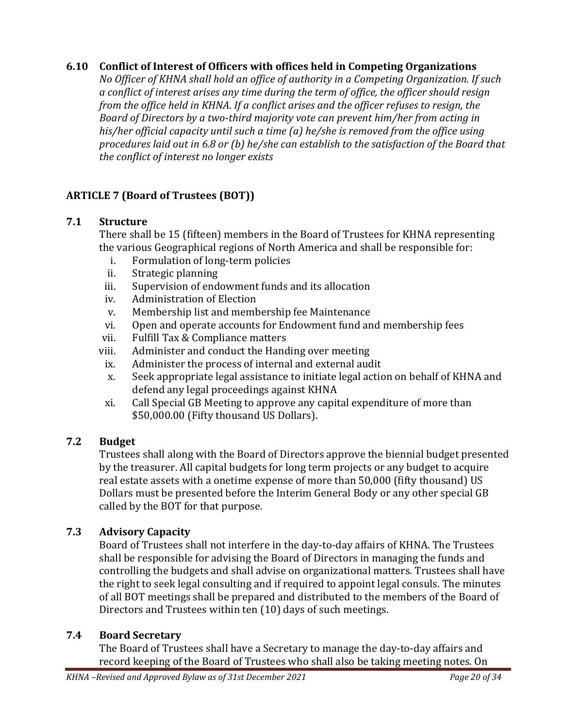### 6.10 Conflict of Interest of Officers with offices held in Competing Organizations

*No Officer of KHNA shall hold an office of authority in a Competing Organization. If such a conflict of interest arises any time during the term of office, the officer should resign from the office held in KHNA. If a conflict arises and the officer refuses to resign, the Board of Directors by a two-third majority vote can prevent him/her from acting in his/her official capacity until such a time (a) he/she is removed from the office using procedures laid out in 6.8 or (b) he/she can establish to the satisfaction of the Board that the conflict of interest no longer exists*

## ARTICLE 7 (Board of Trustees (BOT))

### 7.1 Structure

There shall be 15 (fifteen) members in the Board of Trustees for KHNA representing the various Geographical regions of North America and shall be responsible for:

i. Formulation of long-term policies
ii. Strategic planning
iii. Supervision of endowment funds and its allocation
iv. Administration of Election
v. Membership list and membership fee Maintenance
vi. Open and operate accounts for Endowment fund and membership fees
vii. Fulfill Tax & Compliance matters
viii. Administer and conduct the Handing over meeting
ix. Administer the process of internal and external audit
x. Seek appropriate legal assistance to initiate legal action on behalf of KHNA and defend any legal proceedings against KHNA
xi. Call Special GB Meeting to approve any capital expenditure of more than $50,000.00 (Fifty thousand US Dollars).

### 7.2 Budget

Trustees shall along with the Board of Directors approve the biennial budget presented by the treasurer. All capital budgets for long term projects or any budget to acquire real estate assets with a onetime expense of more than 50,000 (fifty thousand) US Dollars must be presented before the Interim General Body or any other special GB called by the BOT for that purpose.

### 7.3 Advisory Capacity

Board of Trustees shall not interfere in the day-to-day affairs of KHNA. The Trustees shall be responsible for advising the Board of Directors in managing the funds and controlling the budgets and shall advise on organizational matters. Trustees shall have the right to seek legal consulting and if required to appoint legal consuls. The minutes of all BOT meetings shall be prepared and distributed to the members of the Board of Directors and Trustees within ten (10) days of such meetings.

### 7.4 Board Secretary

The Board of Trustees shall have a Secretary to manage the day-to-day affairs and record keeping of the Board of Trustees who shall also be taking meeting notes. On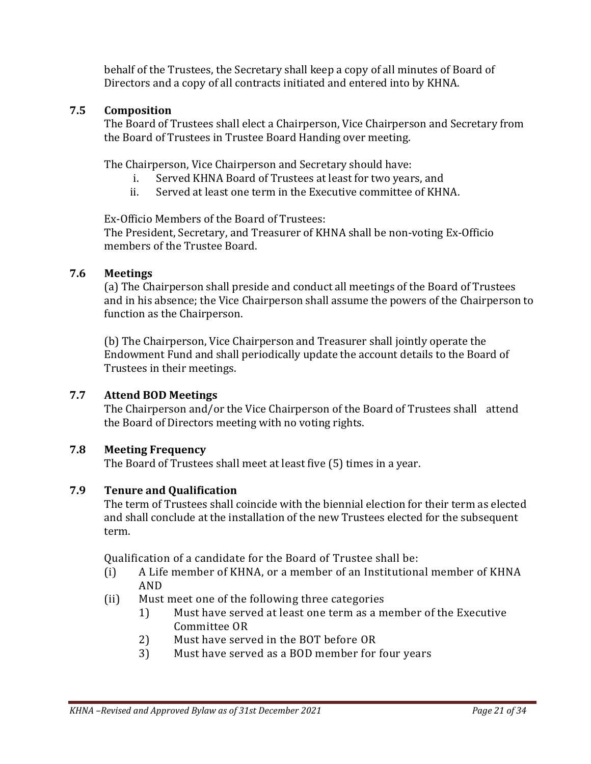behalf of the Trustees, the Secretary shall keep a copy of all minutes of Board of Directors and a copy of all contracts initiated and entered into by KHNA.

### 7.5 Composition

The Board of Trustees shall elect a Chairperson, Vice Chairperson and Secretary from the Board of Trustees in Trustee Board Handing over meeting.

The Chairperson, Vice Chairperson and Secretary should have:

i. Served KHNA Board of Trustees at least for two years, and
ii. Served at least one term in the Executive committee of KHNA.

Ex-Officio Members of the Board of Trustees:
The President, Secretary, and Treasurer of KHNA shall be non-voting Ex-Officio members of the Trustee Board.

### 7.6 Meetings

(a) The Chairperson shall preside and conduct all meetings of the Board of Trustees and in his absence; the Vice Chairperson shall assume the powers of the Chairperson to function as the Chairperson.

(b) The Chairperson, Vice Chairperson and Treasurer shall jointly operate the Endowment Fund and shall periodically update the account details to the Board of Trustees in their meetings.

### 7.7 Attend BOD Meetings

The Chairperson and/or the Vice Chairperson of the Board of Trustees shall attend the Board of Directors meeting with no voting rights.

### 7.8 Meeting Frequency

The Board of Trustees shall meet at least five (5) times in a year.

### 7.9 Tenure and Qualification

The term of Trustees shall coincide with the biennial election for their term as elected and shall conclude at the installation of the new Trustees elected for the subsequent term.

Qualification of a candidate for the Board of Trustee shall be:

(i) A Life member of KHNA, or a member of an Institutional member of KHNA AND
(ii) Must meet one of the following three categories
    1) Must have served at least one term as a member of the Executive Committee OR
    2) Must have served in the BOT before OR
    3) Must have served as a BOD member for four years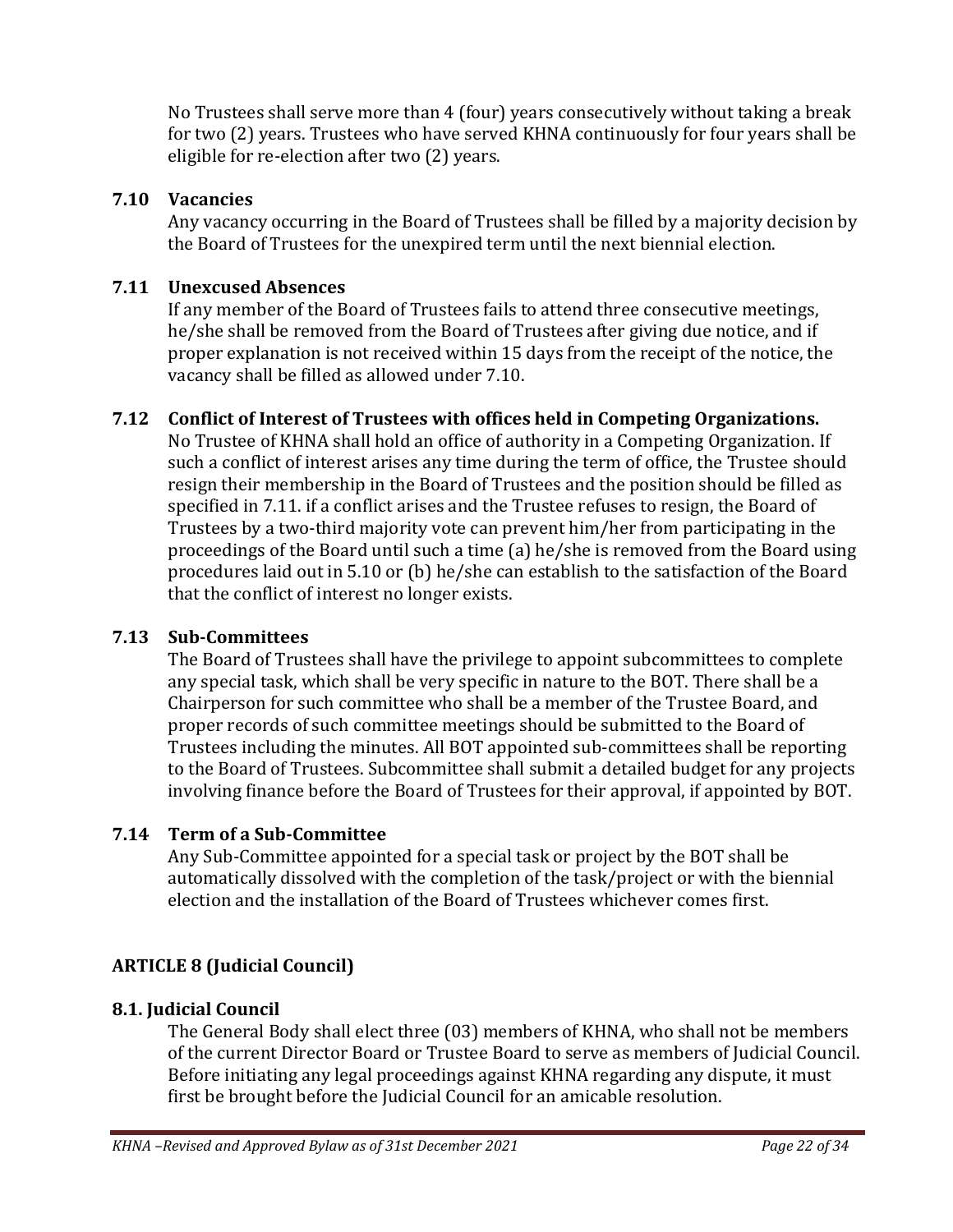No Trustees shall serve more than 4 (four) years consecutively without taking a break for two (2) years. Trustees who have served KHNA continuously for four years shall be eligible for re-election after two (2) years.

### 7.10 Vacancies

Any vacancy occurring in the Board of Trustees shall be filled by a majority decision by the Board of Trustees for the unexpired term until the next biennial election.

### 7.11 Unexcused Absences

If any member of the Board of Trustees fails to attend three consecutive meetings, he/she shall be removed from the Board of Trustees after giving due notice, and if proper explanation is not received within 15 days from the receipt of the notice, the vacancy shall be filled as allowed under 7.10.

### 7.12 Conflict of Interest of Trustees with offices held in Competing Organizations.

No Trustee of KHNA shall hold an office of authority in a Competing Organization. If such a conflict of interest arises any time during the term of office, the Trustee should resign their membership in the Board of Trustees and the position should be filled as specified in 7.11. if a conflict arises and the Trustee refuses to resign, the Board of Trustees by a two-third majority vote can prevent him/her from participating in the proceedings of the Board until such a time (a) he/she is removed from the Board using procedures laid out in 5.10 or (b) he/she can establish to the satisfaction of the Board that the conflict of interest no longer exists.

### 7.13 Sub-Committees

The Board of Trustees shall have the privilege to appoint subcommittees to complete any special task, which shall be very specific in nature to the BOT. There shall be a Chairperson for such committee who shall be a member of the Trustee Board, and proper records of such committee meetings should be submitted to the Board of Trustees including the minutes. All BOT appointed sub-committees shall be reporting to the Board of Trustees. Subcommittee shall submit a detailed budget for any projects involving finance before the Board of Trustees for their approval, if appointed by BOT.

### 7.14 Term of a Sub-Committee

Any Sub-Committee appointed for a special task or project by the BOT shall be automatically dissolved with the completion of the task/project or with the biennial election and the installation of the Board of Trustees whichever comes first.

## ARTICLE 8 (Judicial Council)

### 8.1. Judicial Council

The General Body shall elect three (03) members of KHNA, who shall not be members of the current Director Board or Trustee Board to serve as members of Judicial Council. Before initiating any legal proceedings against KHNA regarding any dispute, it must first be brought before the Judicial Council for an amicable resolution.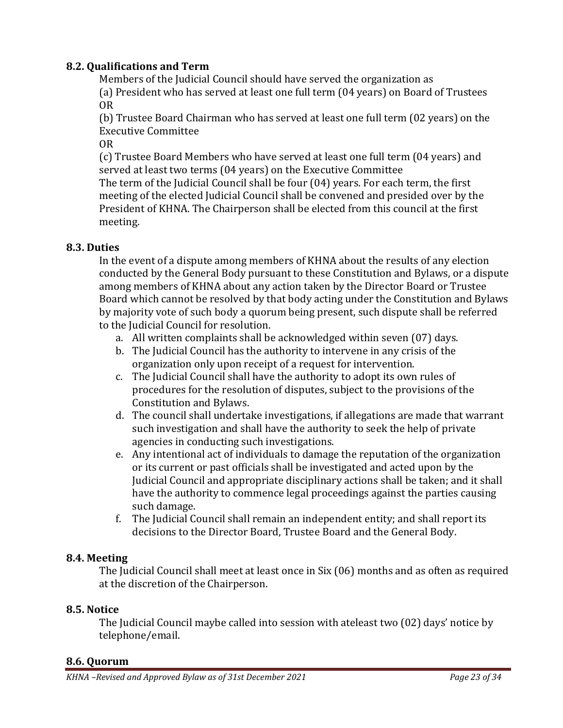### 8.2. Qualifications and Term

Members of the Judicial Council should have served the organization as

(a) President who has served at least one full term (04 years) on Board of Trustees

OR

(b) Trustee Board Chairman who has served at least one full term (02 years) on the Executive Committee

OR

(c) Trustee Board Members who have served at least one full term (04 years) and served at least two terms (04 years) on the Executive Committee

The term of the Judicial Council shall be four (04) years. For each term, the first meeting of the elected Judicial Council shall be convened and presided over by the President of KHNA. The Chairperson shall be elected from this council at the first meeting.

### 8.3. Duties

In the event of a dispute among members of KHNA about the results of any election conducted by the General Body pursuant to these Constitution and Bylaws, or a dispute among members of KHNA about any action taken by the Director Board or Trustee Board which cannot be resolved by that body acting under the Constitution and Bylaws by majority vote of such body a quorum being present, such dispute shall be referred to the Judicial Council for resolution.

a. All written complaints shall be acknowledged within seven (07) days.
b. The Judicial Council has the authority to intervene in any crisis of the organization only upon receipt of a request for intervention.
c. The Judicial Council shall have the authority to adopt its own rules of procedures for the resolution of disputes, subject to the provisions of the Constitution and Bylaws.
d. The council shall undertake investigations, if allegations are made that warrant such investigation and shall have the authority to seek the help of private agencies in conducting such investigations.
e. Any intentional act of individuals to damage the reputation of the organization or its current or past officials shall be investigated and acted upon by the Judicial Council and appropriate disciplinary actions shall be taken; and it shall have the authority to commence legal proceedings against the parties causing such damage.
f. The Judicial Council shall remain an independent entity; and shall report its decisions to the Director Board, Trustee Board and the General Body.

### 8.4. Meeting

The Judicial Council shall meet at least once in Six (06) months and as often as required at the discretion of the Chairperson.

### 8.5. Notice

The Judicial Council maybe called into session with ateleast two (02) days' notice by telephone/email.

### 8.6. Quorum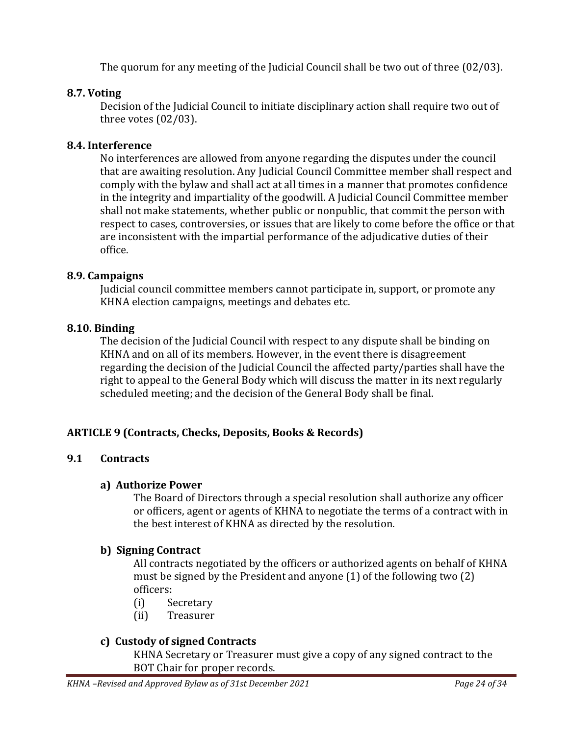The quorum for any meeting of the Judicial Council shall be two out of three (02/03).

### 8.7. Voting

Decision of the Judicial Council to initiate disciplinary action shall require two out of three votes (02/03).

### 8.4. Interference

No interferences are allowed from anyone regarding the disputes under the council that are awaiting resolution. Any Judicial Council Committee member shall respect and comply with the bylaw and shall act at all times in a manner that promotes confidence in the integrity and impartiality of the goodwill. A Judicial Council Committee member shall not make statements, whether public or nonpublic, that commit the person with respect to cases, controversies, or issues that are likely to come before the office or that are inconsistent with the impartial performance of the adjudicative duties of their office.

### 8.9. Campaigns

Judicial council committee members cannot participate in, support, or promote any KHNA election campaigns, meetings and debates etc.

### 8.10. Binding

The decision of the Judicial Council with respect to any dispute shall be binding on KHNA and on all of its members. However, in the event there is disagreement regarding the decision of the Judicial Council the affected party/parties shall have the right to appeal to the General Body which will discuss the matter in its next regularly scheduled meeting; and the decision of the General Body shall be final.

## ARTICLE 9 (Contracts, Checks, Deposits, Books & Records)

### 9.1 Contracts

#### a) Authorize Power

The Board of Directors through a special resolution shall authorize any officer or officers, agent or agents of KHNA to negotiate the terms of a contract with in the best interest of KHNA as directed by the resolution.

#### b) Signing Contract

All contracts negotiated by the officers or authorized agents on behalf of KHNA must be signed by the President and anyone (1) of the following two (2) officers:

(i) Secretary
(ii) Treasurer

#### c) Custody of signed Contracts

KHNA Secretary or Treasurer must give a copy of any signed contract to the BOT Chair for proper records.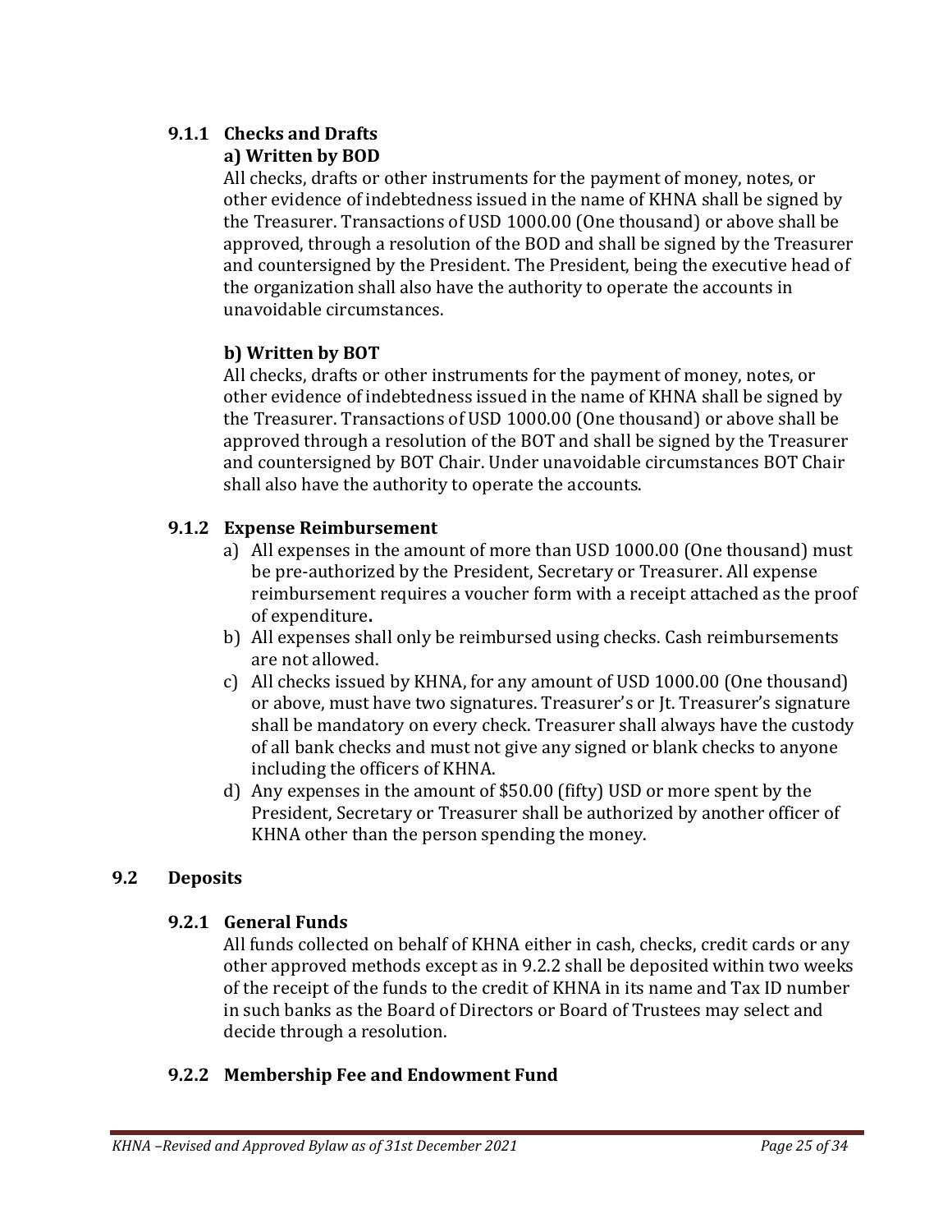### 9.1.1 Checks and Drafts

**a) Written by BOD**

All checks, drafts or other instruments for the payment of money, notes, or other evidence of indebtedness issued in the name of KHNA shall be signed by the Treasurer. Transactions of USD 1000.00 (One thousand) or above shall be approved, through a resolution of the BOD and shall be signed by the Treasurer and countersigned by the President. The President, being the executive head of the organization shall also have the authority to operate the accounts in unavoidable circumstances.

**b) Written by BOT**

All checks, drafts or other instruments for the payment of money, notes, or other evidence of indebtedness issued in the name of KHNA shall be signed by the Treasurer. Transactions of USD 1000.00 (One thousand) or above shall be approved through a resolution of the BOT and shall be signed by the Treasurer and countersigned by BOT Chair. Under unavoidable circumstances BOT Chair shall also have the authority to operate the accounts.

### 9.1.2 Expense Reimbursement

a) All expenses in the amount of more than USD 1000.00 (One thousand) must be pre-authorized by the President, Secretary or Treasurer. All expense reimbursement requires a voucher form with a receipt attached as the proof of expenditure**.**

b) All expenses shall only be reimbursed using checks. Cash reimbursements are not allowed.

c) All checks issued by KHNA, for any amount of USD 1000.00 (One thousand) or above, must have two signatures. Treasurer's or Jt. Treasurer's signature shall be mandatory on every check. Treasurer shall always have the custody of all bank checks and must not give any signed or blank checks to anyone including the officers of KHNA.

d) Any expenses in the amount of $50.00 (fifty) USD or more spent by the President, Secretary or Treasurer shall be authorized by another officer of KHNA other than the person spending the money.

## 9.2 Deposits

### 9.2.1 General Funds

All funds collected on behalf of KHNA either in cash, checks, credit cards or any other approved methods except as in 9.2.2 shall be deposited within two weeks of the receipt of the funds to the credit of KHNA in its name and Tax ID number in such banks as the Board of Directors or Board of Trustees may select and decide through a resolution.

### 9.2.2 Membership Fee and Endowment Fund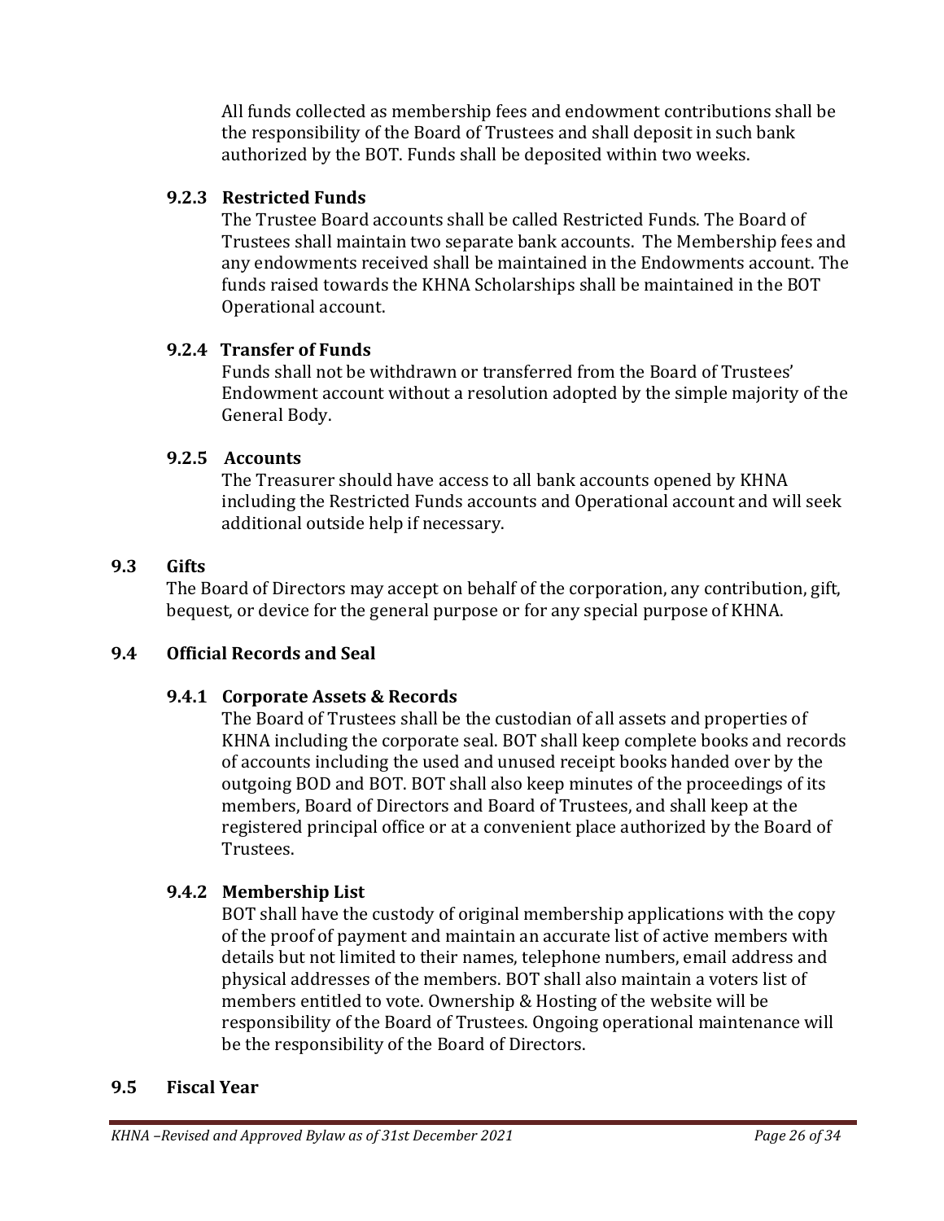All funds collected as membership fees and endowment contributions shall be the responsibility of the Board of Trustees and shall deposit in such bank authorized by the BOT. Funds shall be deposited within two weeks.

#### 9.2.3 Restricted Funds

The Trustee Board accounts shall be called Restricted Funds. The Board of Trustees shall maintain two separate bank accounts. The Membership fees and any endowments received shall be maintained in the Endowments account. The funds raised towards the KHNA Scholarships shall be maintained in the BOT Operational account.

#### 9.2.4 Transfer of Funds

Funds shall not be withdrawn or transferred from the Board of Trustees' Endowment account without a resolution adopted by the simple majority of the General Body.

#### 9.2.5 Accounts

The Treasurer should have access to all bank accounts opened by KHNA including the Restricted Funds accounts and Operational account and will seek additional outside help if necessary.

### 9.3 Gifts

The Board of Directors may accept on behalf of the corporation, any contribution, gift, bequest, or device for the general purpose or for any special purpose of KHNA.

### 9.4 Official Records and Seal

#### 9.4.1 Corporate Assets & Records

The Board of Trustees shall be the custodian of all assets and properties of KHNA including the corporate seal. BOT shall keep complete books and records of accounts including the used and unused receipt books handed over by the outgoing BOD and BOT. BOT shall also keep minutes of the proceedings of its members, Board of Directors and Board of Trustees, and shall keep at the registered principal office or at a convenient place authorized by the Board of Trustees.

#### 9.4.2 Membership List

BOT shall have the custody of original membership applications with the copy of the proof of payment and maintain an accurate list of active members with details but not limited to their names, telephone numbers, email address and physical addresses of the members. BOT shall also maintain a voters list of members entitled to vote. Ownership & Hosting of the website will be responsibility of the Board of Trustees. Ongoing operational maintenance will be the responsibility of the Board of Directors.

### 9.5 Fiscal Year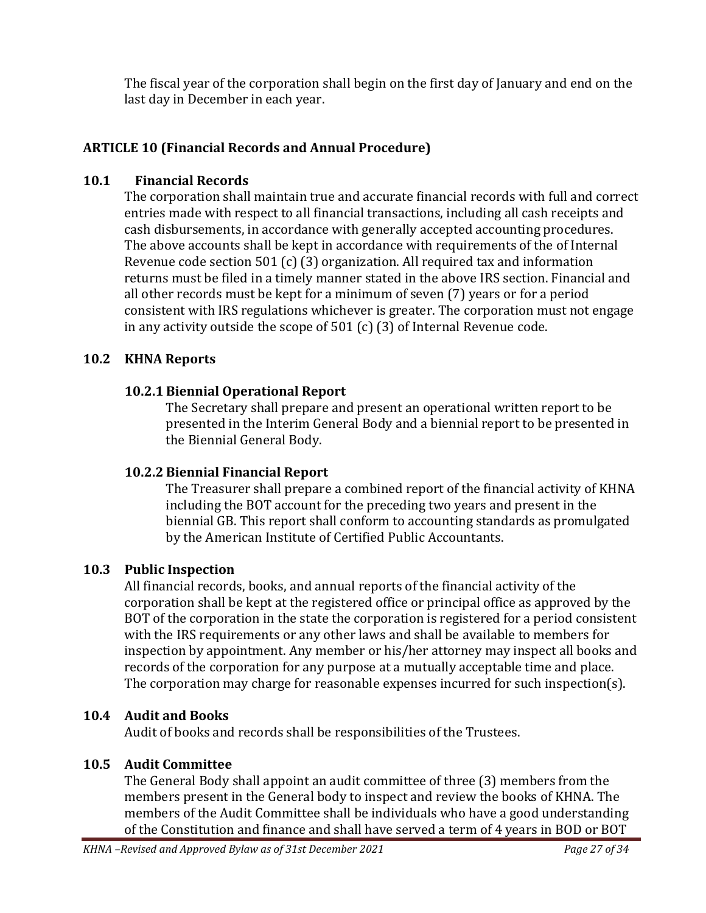The fiscal year of the corporation shall begin on the first day of January and end on the last day in December in each year.

## ARTICLE 10 (Financial Records and Annual Procedure)

### 10.1 Financial Records

The corporation shall maintain true and accurate financial records with full and correct entries made with respect to all financial transactions, including all cash receipts and cash disbursements, in accordance with generally accepted accounting procedures. The above accounts shall be kept in accordance with requirements of the of Internal Revenue code section 501 (c) (3) organization. All required tax and information returns must be filed in a timely manner stated in the above IRS section. Financial and all other records must be kept for a minimum of seven (7) years or for a period consistent with IRS regulations whichever is greater. The corporation must not engage in any activity outside the scope of 501 (c) (3) of Internal Revenue code.

### 10.2 KHNA Reports

#### 10.2.1 Biennial Operational Report

The Secretary shall prepare and present an operational written report to be presented in the Interim General Body and a biennial report to be presented in the Biennial General Body.

#### 10.2.2 Biennial Financial Report

The Treasurer shall prepare a combined report of the financial activity of KHNA including the BOT account for the preceding two years and present in the biennial GB. This report shall conform to accounting standards as promulgated by the American Institute of Certified Public Accountants.

### 10.3 Public Inspection

All financial records, books, and annual reports of the financial activity of the corporation shall be kept at the registered office or principal office as approved by the BOT of the corporation in the state the corporation is registered for a period consistent with the IRS requirements or any other laws and shall be available to members for inspection by appointment. Any member or his/her attorney may inspect all books and records of the corporation for any purpose at a mutually acceptable time and place. The corporation may charge for reasonable expenses incurred for such inspection(s).

### 10.4 Audit and Books

Audit of books and records shall be responsibilities of the Trustees.

### 10.5 Audit Committee

The General Body shall appoint an audit committee of three (3) members from the members present in the General body to inspect and review the books of KHNA. The members of the Audit Committee shall be individuals who have a good understanding of the Constitution and finance and shall have served a term of 4 years in BOD or BOT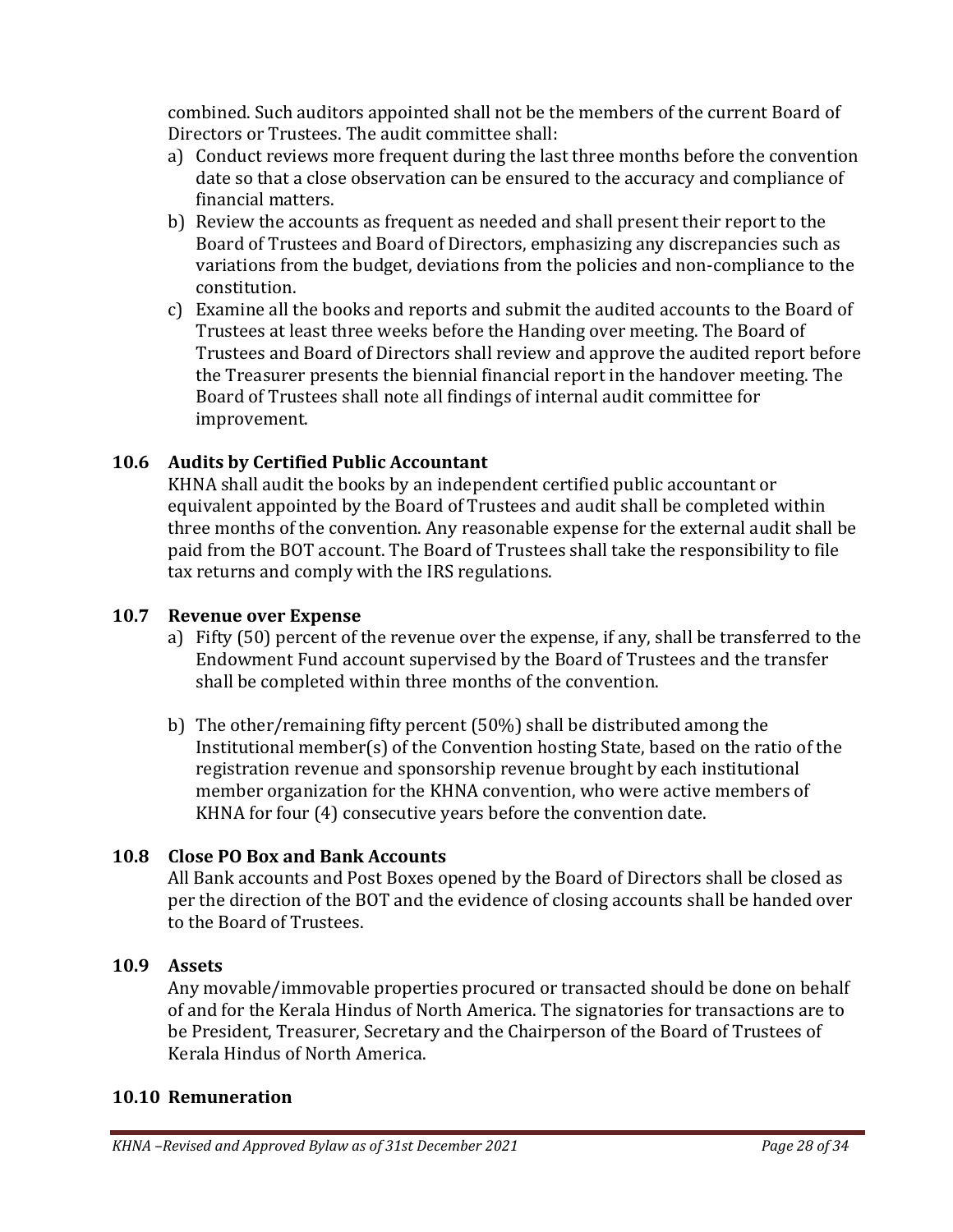combined. Such auditors appointed shall not be the members of the current Board of Directors or Trustees. The audit committee shall:

a) Conduct reviews more frequent during the last three months before the convention date so that a close observation can be ensured to the accuracy and compliance of financial matters.
b) Review the accounts as frequent as needed and shall present their report to the Board of Trustees and Board of Directors, emphasizing any discrepancies such as variations from the budget, deviations from the policies and non-compliance to the constitution.
c) Examine all the books and reports and submit the audited accounts to the Board of Trustees at least three weeks before the Handing over meeting. The Board of Trustees and Board of Directors shall review and approve the audited report before the Treasurer presents the biennial financial report in the handover meeting. The Board of Trustees shall note all findings of internal audit committee for improvement.

### 10.6 Audits by Certified Public Accountant

KHNA shall audit the books by an independent certified public accountant or equivalent appointed by the Board of Trustees and audit shall be completed within three months of the convention. Any reasonable expense for the external audit shall be paid from the BOT account. The Board of Trustees shall take the responsibility to file tax returns and comply with the IRS regulations.

### 10.7 Revenue over Expense

a) Fifty (50) percent of the revenue over the expense, if any, shall be transferred to the Endowment Fund account supervised by the Board of Trustees and the transfer shall be completed within three months of the convention.

b) The other/remaining fifty percent (50%) shall be distributed among the Institutional member(s) of the Convention hosting State, based on the ratio of the registration revenue and sponsorship revenue brought by each institutional member organization for the KHNA convention, who were active members of KHNA for four (4) consecutive years before the convention date.

### 10.8 Close PO Box and Bank Accounts

All Bank accounts and Post Boxes opened by the Board of Directors shall be closed as per the direction of the BOT and the evidence of closing accounts shall be handed over to the Board of Trustees.

### 10.9 Assets

Any movable/immovable properties procured or transacted should be done on behalf of and for the Kerala Hindus of North America. The signatories for transactions are to be President, Treasurer, Secretary and the Chairperson of the Board of Trustees of Kerala Hindus of North America.

### 10.10 Remuneration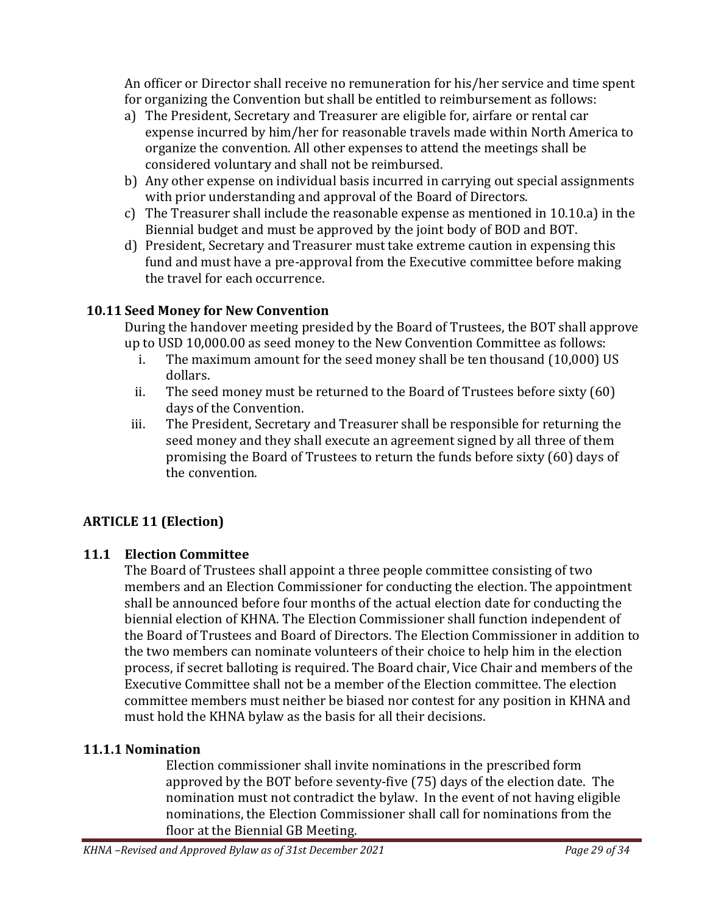An officer or Director shall receive no remuneration for his/her service and time spent for organizing the Convention but shall be entitled to reimbursement as follows:

a) The President, Secretary and Treasurer are eligible for, airfare or rental car expense incurred by him/her for reasonable travels made within North America to organize the convention. All other expenses to attend the meetings shall be considered voluntary and shall not be reimbursed.
b) Any other expense on individual basis incurred in carrying out special assignments with prior understanding and approval of the Board of Directors.
c) The Treasurer shall include the reasonable expense as mentioned in 10.10.a) in the Biennial budget and must be approved by the joint body of BOD and BOT.
d) President, Secretary and Treasurer must take extreme caution in expensing this fund and must have a pre-approval from the Executive committee before making the travel for each occurrence.

### 10.11 Seed Money for New Convention

During the handover meeting presided by the Board of Trustees, the BOT shall approve up to USD 10,000.00 as seed money to the New Convention Committee as follows:

i. The maximum amount for the seed money shall be ten thousand (10,000) US dollars.
ii. The seed money must be returned to the Board of Trustees before sixty (60) days of the Convention.
iii. The President, Secretary and Treasurer shall be responsible for returning the seed money and they shall execute an agreement signed by all three of them promising the Board of Trustees to return the funds before sixty (60) days of the convention.

## ARTICLE 11 (Election)

### 11.1 Election Committee

The Board of Trustees shall appoint a three people committee consisting of two members and an Election Commissioner for conducting the election. The appointment shall be announced before four months of the actual election date for conducting the biennial election of KHNA. The Election Commissioner shall function independent of the Board of Trustees and Board of Directors. The Election Commissioner in addition to the two members can nominate volunteers of their choice to help him in the election process, if secret balloting is required. The Board chair, Vice Chair and members of the Executive Committee shall not be a member of the Election committee. The election committee members must neither be biased nor contest for any position in KHNA and must hold the KHNA bylaw as the basis for all their decisions.

#### 11.1.1 Nomination

Election commissioner shall invite nominations in the prescribed form approved by the BOT before seventy-five (75) days of the election date. The nomination must not contradict the bylaw. In the event of not having eligible nominations, the Election Commissioner shall call for nominations from the floor at the Biennial GB Meeting.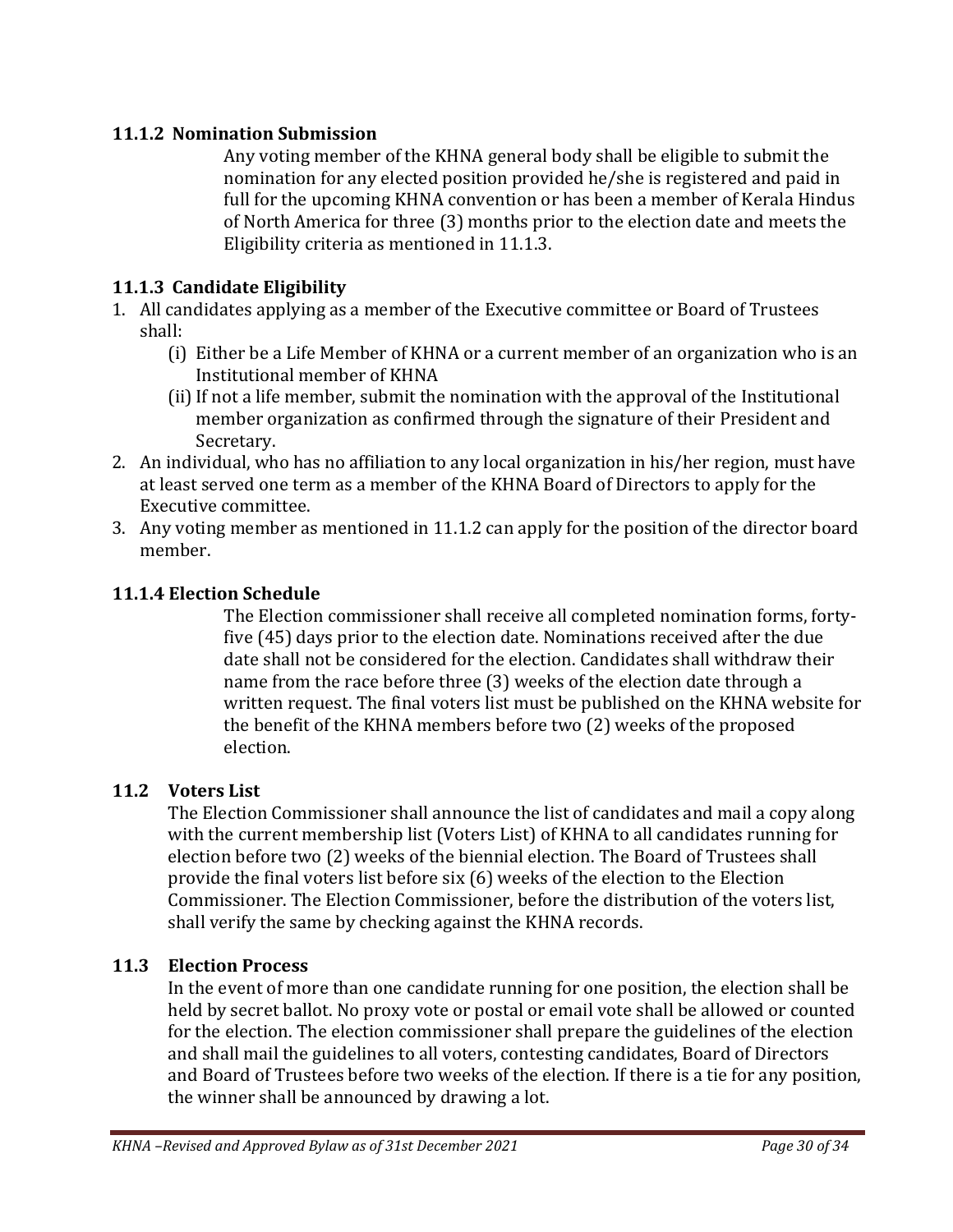### 11.1.2 Nomination Submission

Any voting member of the KHNA general body shall be eligible to submit the nomination for any elected position provided he/she is registered and paid in full for the upcoming KHNA convention or has been a member of Kerala Hindus of North America for three (3) months prior to the election date and meets the Eligibility criteria as mentioned in 11.1.3.

### 11.1.3 Candidate Eligibility

1. All candidates applying as a member of the Executive committee or Board of Trustees shall:
    - (i) Either be a Life Member of KHNA or a current member of an organization who is an Institutional member of KHNA
    - (ii) If not a life member, submit the nomination with the approval of the Institutional member organization as confirmed through the signature of their President and Secretary.
2. An individual, who has no affiliation to any local organization in his/her region, must have at least served one term as a member of the KHNA Board of Directors to apply for the Executive committee.
3. Any voting member as mentioned in 11.1.2 can apply for the position of the director board member.

### 11.1.4 Election Schedule

The Election commissioner shall receive all completed nomination forms, forty-five (45) days prior to the election date. Nominations received after the due date shall not be considered for the election. Candidates shall withdraw their name from the race before three (3) weeks of the election date through a written request. The final voters list must be published on the KHNA website for the benefit of the KHNA members before two (2) weeks of the proposed election.

### 11.2 Voters List

The Election Commissioner shall announce the list of candidates and mail a copy along with the current membership list (Voters List) of KHNA to all candidates running for election before two (2) weeks of the biennial election. The Board of Trustees shall provide the final voters list before six (6) weeks of the election to the Election Commissioner. The Election Commissioner, before the distribution of the voters list, shall verify the same by checking against the KHNA records.

### 11.3 Election Process

In the event of more than one candidate running for one position, the election shall be held by secret ballot. No proxy vote or postal or email vote shall be allowed or counted for the election. The election commissioner shall prepare the guidelines of the election and shall mail the guidelines to all voters, contesting candidates, Board of Directors and Board of Trustees before two weeks of the election. If there is a tie for any position, the winner shall be announced by drawing a lot.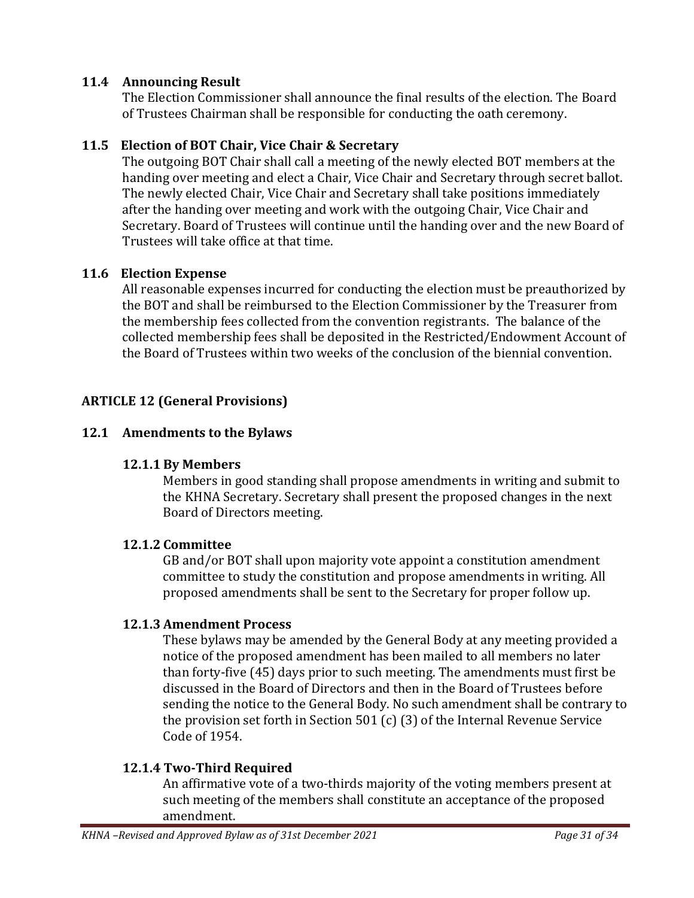### 11.4 Announcing Result

The Election Commissioner shall announce the final results of the election. The Board of Trustees Chairman shall be responsible for conducting the oath ceremony.

### 11.5 Election of BOT Chair, Vice Chair & Secretary

The outgoing BOT Chair shall call a meeting of the newly elected BOT members at the handing over meeting and elect a Chair, Vice Chair and Secretary through secret ballot. The newly elected Chair, Vice Chair and Secretary shall take positions immediately after the handing over meeting and work with the outgoing Chair, Vice Chair and Secretary. Board of Trustees will continue until the handing over and the new Board of Trustees will take office at that time.

### 11.6 Election Expense

All reasonable expenses incurred for conducting the election must be preauthorized by the BOT and shall be reimbursed to the Election Commissioner by the Treasurer from the membership fees collected from the convention registrants. The balance of the collected membership fees shall be deposited in the Restricted/Endowment Account of the Board of Trustees within two weeks of the conclusion of the biennial convention.

## ARTICLE 12 (General Provisions)

### 12.1 Amendments to the Bylaws

#### 12.1.1 By Members

Members in good standing shall propose amendments in writing and submit to the KHNA Secretary. Secretary shall present the proposed changes in the next Board of Directors meeting.

#### 12.1.2 Committee

GB and/or BOT shall upon majority vote appoint a constitution amendment committee to study the constitution and propose amendments in writing. All proposed amendments shall be sent to the Secretary for proper follow up.

#### 12.1.3 Amendment Process

These bylaws may be amended by the General Body at any meeting provided a notice of the proposed amendment has been mailed to all members no later than forty-five (45) days prior to such meeting. The amendments must first be discussed in the Board of Directors and then in the Board of Trustees before sending the notice to the General Body. No such amendment shall be contrary to the provision set forth in Section 501 (c) (3) of the Internal Revenue Service Code of 1954.

#### 12.1.4 Two-Third Required

An affirmative vote of a two-thirds majority of the voting members present at such meeting of the members shall constitute an acceptance of the proposed amendment.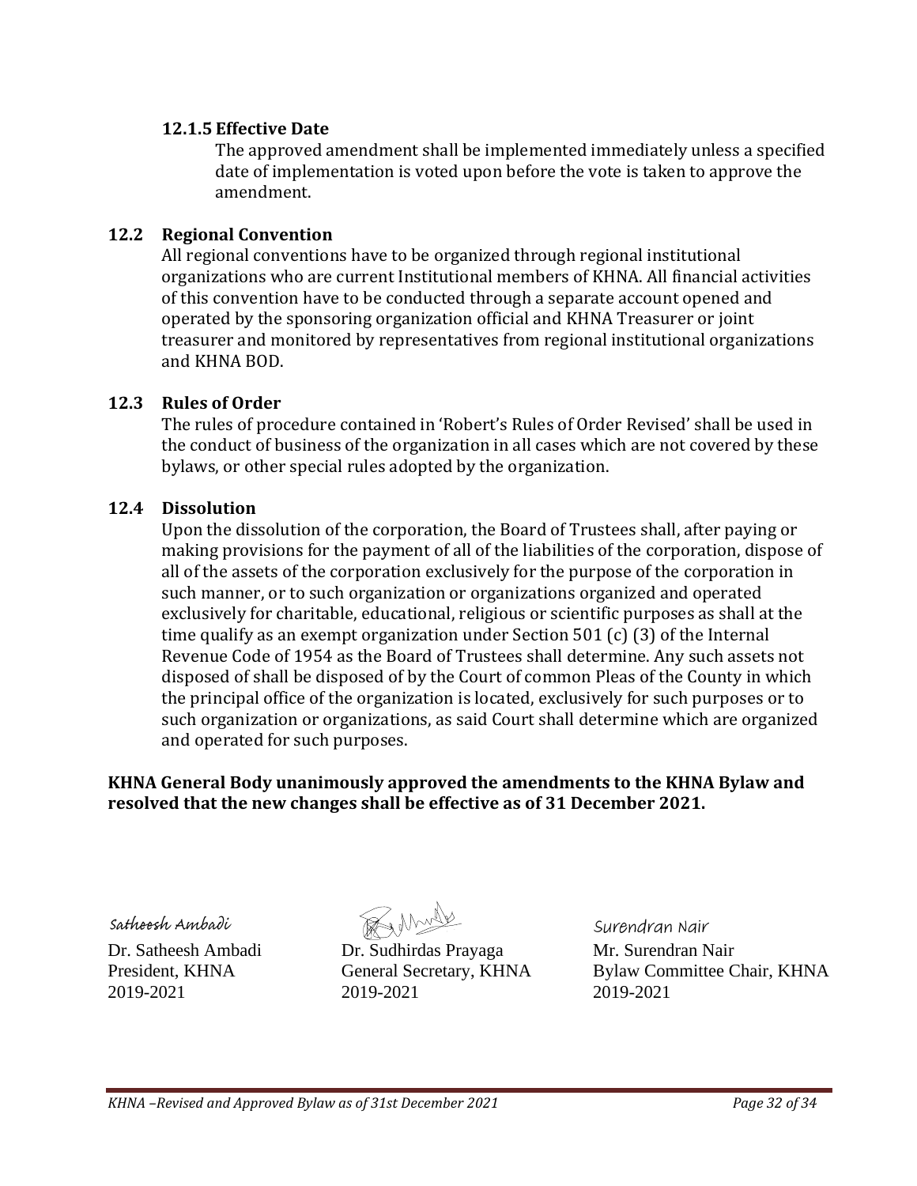#### 12.1.5 Effective Date

The approved amendment shall be implemented immediately unless a specified date of implementation is voted upon before the vote is taken to approve the amendment.

### 12.2 Regional Convention

All regional conventions have to be organized through regional institutional organizations who are current Institutional members of KHNA. All financial activities of this convention have to be conducted through a separate account opened and operated by the sponsoring organization official and KHNA Treasurer or joint treasurer and monitored by representatives from regional institutional organizations and KHNA BOD.

### 12.3 Rules of Order

The rules of procedure contained in 'Robert's Rules of Order Revised' shall be used in the conduct of business of the organization in all cases which are not covered by these bylaws, or other special rules adopted by the organization.

### 12.4 Dissolution

Upon the dissolution of the corporation, the Board of Trustees shall, after paying or making provisions for the payment of all of the liabilities of the corporation, dispose of all of the assets of the corporation exclusively for the purpose of the corporation in such manner, or to such organization or organizations organized and operated exclusively for charitable, educational, religious or scientific purposes as shall at the time qualify as an exempt organization under Section 501 (c) (3) of the Internal Revenue Code of 1954 as the Board of Trustees shall determine. Any such assets not disposed of shall be disposed of by the Court of common Pleas of the County in which the principal office of the organization is located, exclusively for such purposes or to such organization or organizations, as said Court shall determine which are organized and operated for such purposes.

**KHNA General Body unanimously approved the amendments to the KHNA Bylaw and resolved that the new changes shall be effective as of 31 December 2021.**

Satheesh Ambadi

Dr. Satheesh Ambadi
President, KHNA
2019-2021

Dr. Sudhirdas Prayaga
General Secretary, KHNA
2019-2021

Surendran Nair

Mr. Surendran Nair
Bylaw Committee Chair, KHNA
2019-2021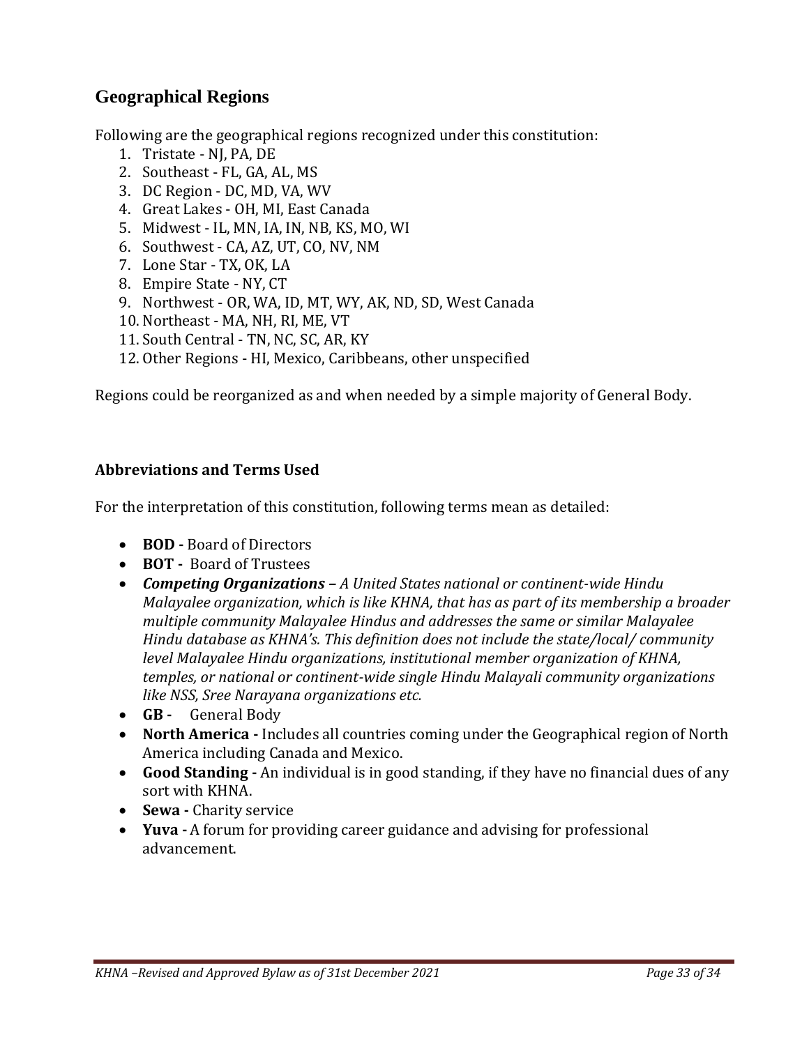## Geographical Regions

Following are the geographical regions recognized under this constitution:

1. Tristate - NJ, PA, DE
2. Southeast - FL, GA, AL, MS
3. DC Region - DC, MD, VA, WV
4. Great Lakes - OH, MI, East Canada
5. Midwest - IL, MN, IA, IN, NB, KS, MO, WI
6. Southwest - CA, AZ, UT, CO, NV, NM
7. Lone Star - TX, OK, LA
8. Empire State - NY, CT
9. Northwest - OR, WA, ID, MT, WY, AK, ND, SD, West Canada
10. Northeast - MA, NH, RI, ME, VT
11. South Central - TN, NC, SC, AR, KY
12. Other Regions - HI, Mexico, Caribbeans, other unspecified

Regions could be reorganized as and when needed by a simple majority of General Body.

### Abbreviations and Terms Used

For the interpretation of this constitution, following terms mean as detailed:

- **BOD -** Board of Directors
- **BOT -** Board of Trustees
- ***Competing Organizations –*** *A United States national or continent-wide Hindu Malayalee organization, which is like KHNA, that has as part of its membership a broader multiple community Malayalee Hindus and addresses the same or similar Malayalee Hindu database as KHNA's. This definition does not include the state/local/ community level Malayalee Hindu organizations, institutional member organization of KHNA, temples, or national or continent-wide single Hindu Malayali community organizations like NSS, Sree Narayana organizations etc.*
- **GB -** General Body
- **North America -** Includes all countries coming under the Geographical region of North America including Canada and Mexico.
- **Good Standing -** An individual is in good standing, if they have no financial dues of any sort with KHNA.
- **Sewa -** Charity service
- **Yuva -** A forum for providing career guidance and advising for professional advancement.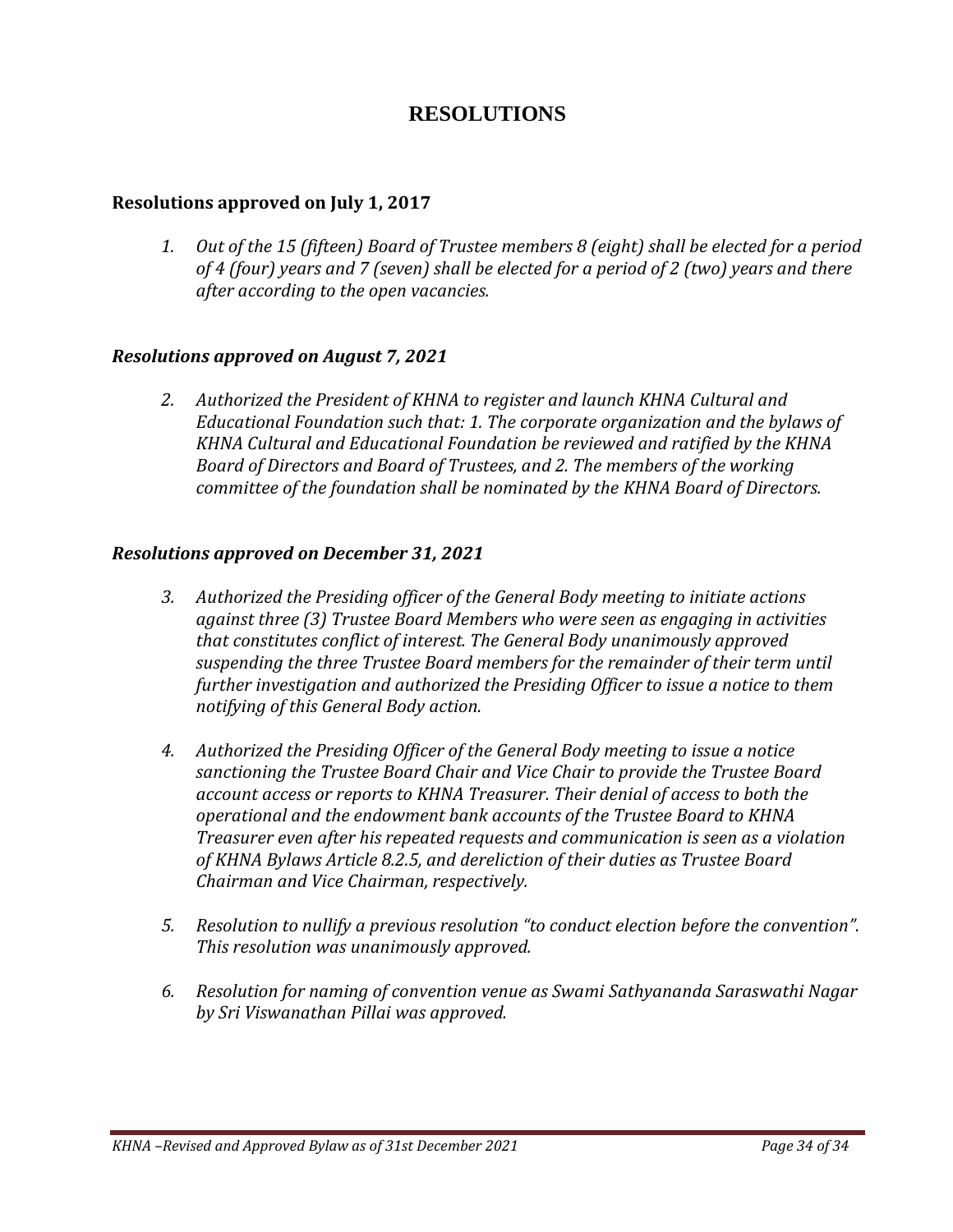# RESOLUTIONS

### Resolutions approved on July 1, 2017

1. *Out of the 15 (fifteen) Board of Trustee members 8 (eight) shall be elected for a period of 4 (four) years and 7 (seven) shall be elected for a period of 2 (two) years and there after according to the open vacancies.*

### *Resolutions approved on August 7, 2021*

2. *Authorized the President of KHNA to register and launch KHNA Cultural and Educational Foundation such that: 1. The corporate organization and the bylaws of KHNA Cultural and Educational Foundation be reviewed and ratified by the KHNA Board of Directors and Board of Trustees, and 2. The members of the working committee of the foundation shall be nominated by the KHNA Board of Directors.*

### *Resolutions approved on December 31, 2021*

3. *Authorized the Presiding officer of the General Body meeting to initiate actions against three (3) Trustee Board Members who were seen as engaging in activities that constitutes conflict of interest. The General Body unanimously approved suspending the three Trustee Board members for the remainder of their term until further investigation and authorized the Presiding Officer to issue a notice to them notifying of this General Body action.*

4. *Authorized the Presiding Officer of the General Body meeting to issue a notice sanctioning the Trustee Board Chair and Vice Chair to provide the Trustee Board account access or reports to KHNA Treasurer. Their denial of access to both the operational and the endowment bank accounts of the Trustee Board to KHNA Treasurer even after his repeated requests and communication is seen as a violation of KHNA Bylaws Article 8.2.5, and dereliction of their duties as Trustee Board Chairman and Vice Chairman, respectively.*

5. *Resolution to nullify a previous resolution "to conduct election before the convention". This resolution was unanimously approved.*

6. *Resolution for naming of convention venue as Swami Sathyananda Saraswathi Nagar by Sri Viswanathan Pillai was approved.*